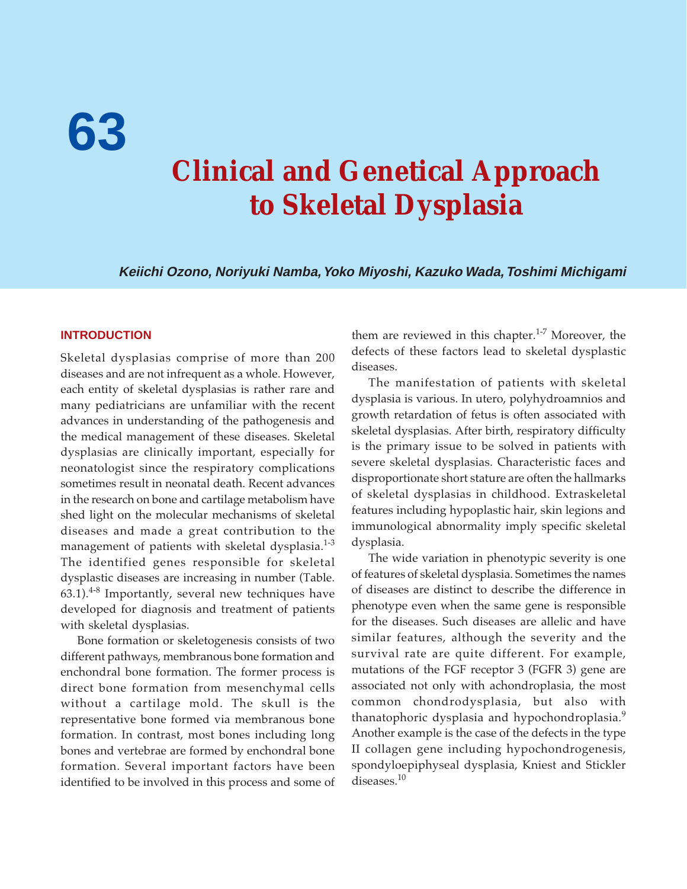# 63

# Clinical and Genetical Approach to Skeletal Dysplasia

***Keiichi Ozono, Noriyuki Namba, Yoko Miyoshi, Kazuko Wada, Toshimi Michigami***

## INTRODUCTION

Skeletal dysplasias comprise of more than 200 diseases and are not infrequent as a whole. However, each entity of skeletal dysplasias is rather rare and many pediatricians are unfamiliar with the recent advances in understanding of the pathogenesis and the medical management of these diseases. Skeletal dysplasias are clinically important, especially for neonatologist since the respiratory complications sometimes result in neonatal death. Recent advances in the research on bone and cartilage metabolism have shed light on the molecular mechanisms of skeletal diseases and made a great contribution to the management of patients with skeletal dysplasia.[1-3] The identified genes responsible for skeletal dysplastic diseases are increasing in number (Table. 63.1).[4-8] Importantly, several new techniques have developed for diagnosis and treatment of patients with skeletal dysplasias.

Bone formation or skeletogenesis consists of two different pathways, membranous bone formation and enchondral bone formation. The former process is direct bone formation from mesenchymal cells without a cartilage mold. The skull is the representative bone formed via membranous bone formation. In contrast, most bones including long bones and vertebrae are formed by enchondral bone formation. Several important factors have been identified to be involved in this process and some of them are reviewed in this chapter.[1-7] Moreover, the defects of these factors lead to skeletal dysplastic diseases.

The manifestation of patients with skeletal dysplasia is various. In utero, polyhydroamnios and growth retardation of fetus is often associated with skeletal dysplasias. After birth, respiratory difficulty is the primary issue to be solved in patients with severe skeletal dysplasias. Characteristic faces and disproportionate short stature are often the hallmarks of skeletal dysplasias in childhood. Extraskeletal features including hypoplastic hair, skin legions and immunological abnormality imply specific skeletal dysplasia.

The wide variation in phenotypic severity is one of features of skeletal dysplasia. Sometimes the names of diseases are distinct to describe the difference in phenotype even when the same gene is responsible for the diseases. Such diseases are allelic and have similar features, although the severity and the survival rate are quite different. For example, mutations of the FGF receptor 3 (FGFR 3) gene are associated not only with achondroplasia, the most common chondrodysplasia, but also with thanatophoric dysplasia and hypochondroplasia.[9] Another example is the case of the defects in the type II collagen gene including hypochondrogenesis, spondyloepiphyseal dysplasia, Kniest and Stickler diseases.[10]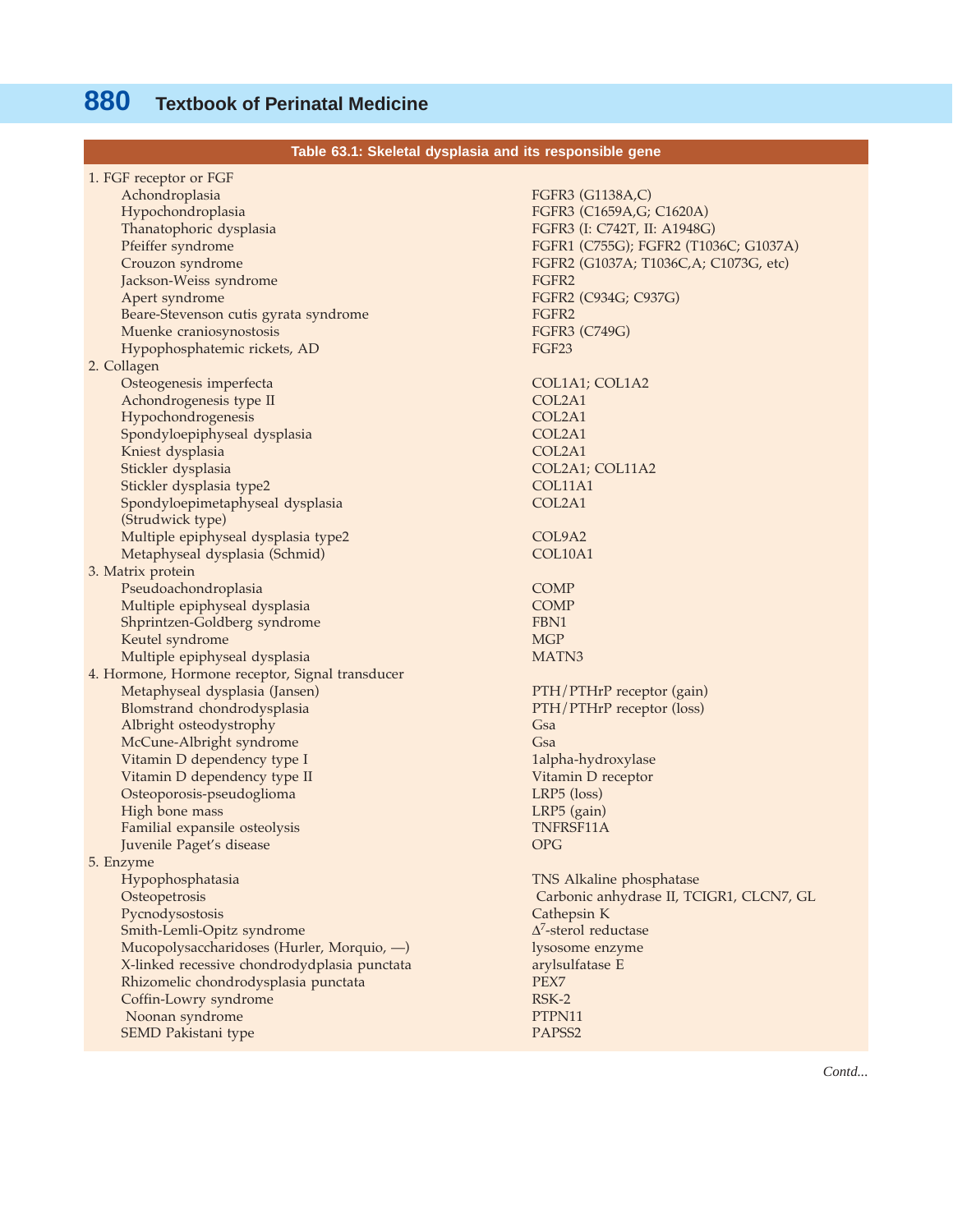**Table 63.1: Skeletal dysplasia and its responsible gene**

| | |
|---|---|
| 1. FGF receptor or FGF | |
| Achondroplasia | FGFR3 (G1138A,C) |
| Hypochondroplasia | FGFR3 (C1659A,G; C1620A) |
| Thanatophoric dysplasia | FGFR3 (I: C742T, II: A1948G) |
| Pfeiffer syndrome | FGFR1 (C755G); FGFR2 (T1036C; G1037A) |
| Crouzon syndrome | FGFR2 (G1037A; T1036C,A; C1073G, etc) |
| Jackson-Weiss syndrome | FGFR2 |
| Apert syndrome | FGFR2 (C934G; C937G) |
| Beare-Stevenson cutis gyrata syndrome | FGFR2 |
| Muenke craniosynostosis | FGFR3 (C749G) |
| Hypophosphatemic rickets, AD | FGF23 |
| 2. Collagen | |
| Osteogenesis imperfecta | COL1A1; COL1A2 |
| Achondrogenesis type II | COL2A1 |
| Hypochondrogenesis | COL2A1 |
| Spondyloepiphyseal dysplasia | COL2A1 |
| Kniest dysplasia | COL2A1 |
| Stickler dysplasia | COL2A1; COL11A2 |
| Stickler dysplasia type2 | COL11A1 |
| Spondyloepimetaphyseal dysplasia (Strudwick type) | COL2A1 |
| Multiple epiphyseal dysplasia type2 | COL9A2 |
| Metaphyseal dysplasia (Schmid) | COL10A1 |
| 3. Matrix protein | |
| Pseudoachondroplasia | COMP |
| Multiple epiphyseal dysplasia | COMP |
| Shprintzen-Goldberg syndrome | FBN1 |
| Keutel syndrome | MGP |
| Multiple epiphyseal dysplasia | MATN3 |
| 4. Hormone, Hormone receptor, Signal transducer | |
| Metaphyseal dysplasia (Jansen) | PTH/PTHrP receptor (gain) |
| Blomstrand chondrodysplasia | PTH/PTHrP receptor (loss) |
| Albright osteodystrophy | Gsa |
| McCune-Albright syndrome | Gsa |
| Vitamin D dependency type I | 1alpha-hydroxylase |
| Vitamin D dependency type II | Vitamin D receptor |
| Osteoporosis-pseudoglioma | LRP5 (loss) |
| High bone mass | LRP5 (gain) |
| Familial expansile osteolysis | TNFRSF11A |
| Juvenile Paget's disease | OPG |
| 5. Enzyme | |
| Hypophosphatasia | TNS Alkaline phosphatase |
| Osteopetrosis | Carbonic anhydrase II, TCIGR1, CLCN7, GL |
| Pycnodysostosis | Cathepsin K |
| Smith-Lemli-Opitz syndrome | $\Delta^7$-sterol reductase |
| Mucopolysaccharidoses (Hurler, Morquio, —) | lysosome enzyme |
| X-linked recessive chondrodydplasia punctata | arylsulfatase E |
| Rhizomelic chondrodysplasia punctata | PEX7 |
| Coffin-Lowry syndrome | RSK-2 |
| Noonan syndrome | PTPN11 |
| SEMD Pakistani type | PAPSS2 |

*Contd...*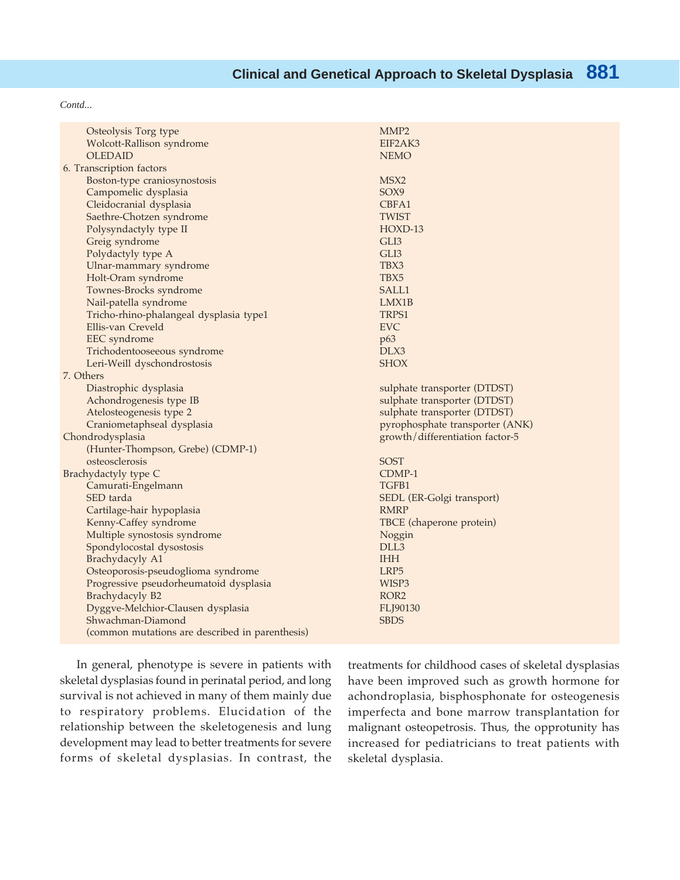*Contd...*

| | |
|---|---|
| Osteolysis Torg type | MMP2 |
| Wolcott-Rallison syndrome | EIF2AK3 |
| OLEDAID | NEMO |
| 6. Transcription factors | |
| Boston-type craniosynostosis | MSX2 |
| Campomelic dysplasia | SOX9 |
| Cleidocranial dysplasia | CBFA1 |
| Saethre-Chotzen syndrome | TWIST |
| Polysyndactyly type II | HOXD-13 |
| Greig syndrome | GLI3 |
| Polydactyly type A | GLI3 |
| Ulnar-mammary syndrome | TBX3 |
| Holt-Oram syndrome | TBX5 |
| Townes-Brocks syndrome | SALL1 |
| Nail-patella syndrome | LMX1B |
| Tricho-rhino-phalangeal dysplasia type1 | TRPS1 |
| Ellis-van Creveld | EVC |
| EEC syndrome | p63 |
| Trichodentooseeous syndrome | DLX3 |
| Leri-Weill dyschondrostosis | SHOX |
| 7. Others | |
| Diastrophic dysplasia | sulphate transporter (DTDST) |
| Achondrogenesis type IB | sulphate transporter (DTDST) |
| Atelosteogenesis type 2 | sulphate transporter (DTDST) |
| Craniometaphseal dysplasia | pyrophosphate transporter (ANK) |
| Chondrodysplasia (Hunter-Thompson, Grebe) (CDMP-1) | growth/differentiation factor-5 |
| osteosclerosis | SOST |
| Brachydactyly type C | CDMP-1 |
| Camurati-Engelmann | TGFB1 |
| SED tarda | SEDL (ER-Golgi transport) |
| Cartilage-hair hypoplasia | RMRP |
| Kenny-Caffey syndrome | TBCE (chaperone protein) |
| Multiple synostosis syndrome | Noggin |
| Spondylocostal dysostosis | DLL3 |
| Brachydacyly A1 | IHH |
| Osteoporosis-pseudoglioma syndrome | LRP5 |
| Progressive pseudorheumatoid dysplasia | WISP3 |
| Brachydacyly B2 | ROR2 |
| Dyggve-Melchior-Clausen dysplasia | FLJ90130 |
| Shwachman-Diamond | SBDS |
| (common mutations are described in parenthesis) | |

In general, phenotype is severe in patients with skeletal dysplasias found in perinatal period, and long survival is not achieved in many of them mainly due to respiratory problems. Elucidation of the relationship between the skeletogenesis and lung development may lead to better treatments for severe forms of skeletal dysplasias. In contrast, the treatments for childhood cases of skeletal dysplasias have been improved such as growth hormone for achondroplasia, bisphosphonate for osteogenesis imperfecta and bone marrow transplantation for malignant osteopetrosis. Thus, the opprotunity has increased for pediatricians to treat patients with skeletal dysplasia.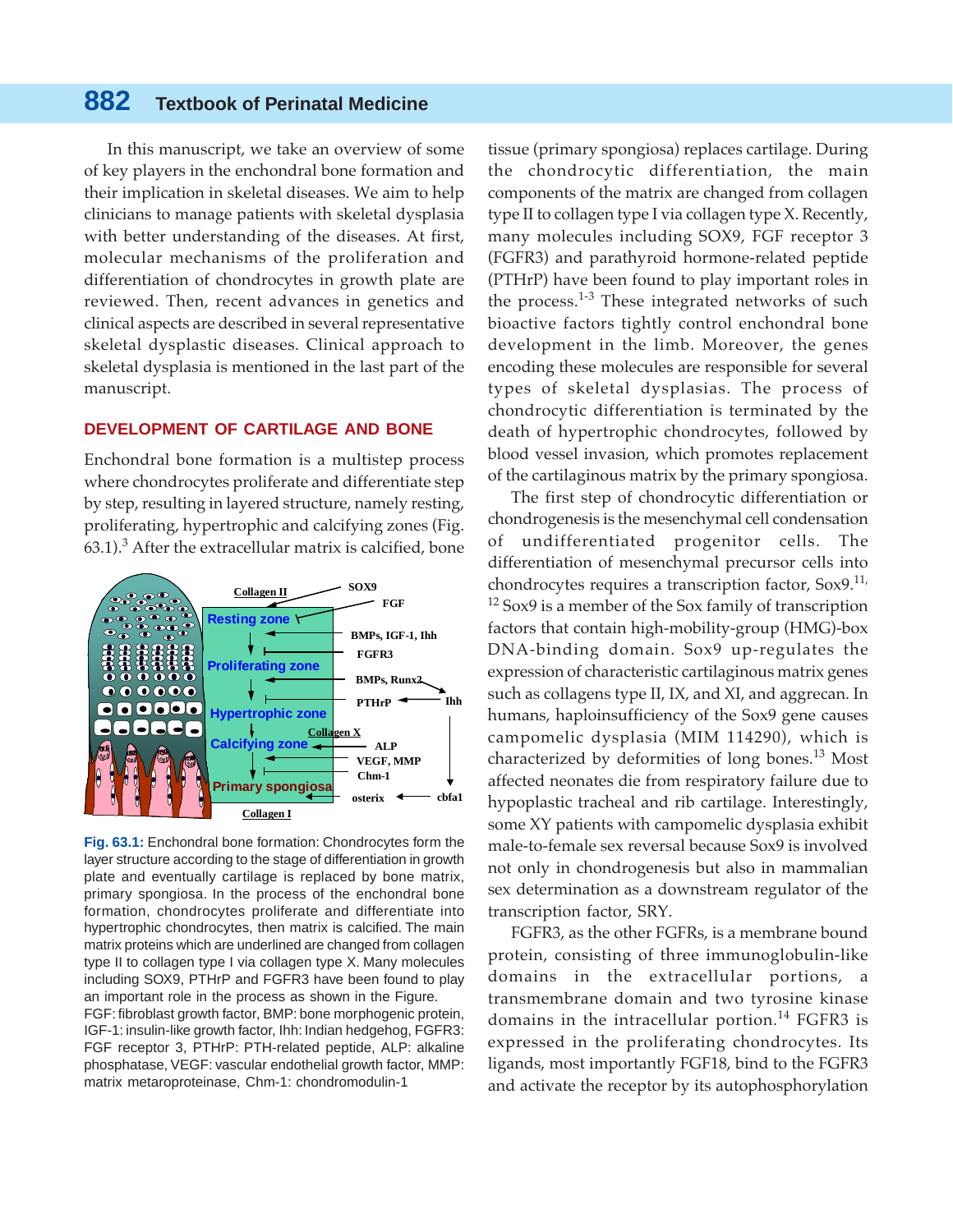In this manuscript, we take an overview of some of key players in the enchondral bone formation and their implication in skeletal diseases. We aim to help clinicians to manage patients with skeletal dysplasia with better understanding of the diseases. At first, molecular mechanisms of the proliferation and differentiation of chondrocytes in growth plate are reviewed. Then, recent advances in genetics and clinical aspects are described in several representative skeletal dysplastic diseases. Clinical approach to skeletal dysplasia is mentioned in the last part of the manuscript.

## DEVELOPMENT OF CARTILAGE AND BONE

Enchondral bone formation is a multistep process where chondrocytes proliferate and differentiate step by step, resulting in layered structure, namely resting, proliferating, hypertrophic and calcifying zones (Fig. 63.1).[3] After the extracellular matrix is calcified, bone tissue (primary spongiosa) replaces cartilage. During the chondrocytic differentiation, the main components of the matrix are changed from collagen type II to collagen type I via collagen type X. Recently, many molecules including SOX9, FGF receptor 3 (FGFR3) and parathyroid hormone-related peptide (PTHrP) have been found to play important roles in the process.[1-3] These integrated networks of such bioactive factors tightly control enchondral bone development in the limb. Moreover, the genes encoding these molecules are responsible for several types of skeletal dysplasias. The process of chondrocytic differentiation is terminated by the death of hypertrophic chondrocytes, followed by blood vessel invasion, which promotes replacement of the cartilaginous matrix by the primary spongiosa.

**Fig. 63.1:** Enchondral bone formation: Chondrocytes form the layer structure according to the stage of differentiation in growth plate and eventually cartilage is replaced by bone matrix, primary spongiosa. In the process of the enchondral bone formation, chondrocytes proliferate and differentiate into hypertrophic chondrocytes, then matrix is calcified. The main matrix proteins which are underlined are changed from collagen type II to collagen type I via collagen type X. Many molecules including SOX9, PTHrP and FGFR3 have been found to play an important role in the process as shown in the Figure. FGF: fibroblast growth factor, BMP: bone morphogenic protein, IGF-1: insulin-like growth factor, Ihh: Indian hedgehog, FGFR3: FGF receptor 3, PTHrP: PTH-related peptide, ALP: alkaline phosphatase, VEGF: vascular endothelial growth factor, MMP: matrix metaproteinase, Chm-1: chondromodulin-1

The first step of chondrocytic differentiation or chondrogenesis is the mesenchymal cell condensation of undifferentiated progenitor cells. The differentiation of mesenchymal precursor cells into chondrocytes requires a transcription factor, Sox9.[11, 12] Sox9 is a member of the Sox family of transcription factors that contain high-mobility-group (HMG)-box DNA-binding domain. Sox9 up-regulates the expression of characteristic cartilaginous matrix genes such as collagens type II, IX, and XI, and aggrecan. In humans, haploinsufficiency of the Sox9 gene causes campomelic dysplasia (MIM 114290), which is characterized by deformities of long bones.[13] Most affected neonates die from respiratory failure due to hypoplastic tracheal and rib cartilage. Interestingly, some XY patients with campomelic dysplasia exhibit male-to-female sex reversal because Sox9 is involved not only in chondrogenesis but also in mammalian sex determination as a downstream regulator of the transcription factor, SRY.

FGFR3, as the other FGFRs, is a membrane bound protein, consisting of three immunoglobulin-like domains in the extracellular portions, a transmembrane domain and two tyrosine kinase domains in the intracellular portion.[14] FGFR3 is expressed in the proliferating chondrocytes. Its ligands, most importantly FGF18, bind to the FGFR3 and activate the receptor by its autophosphorylation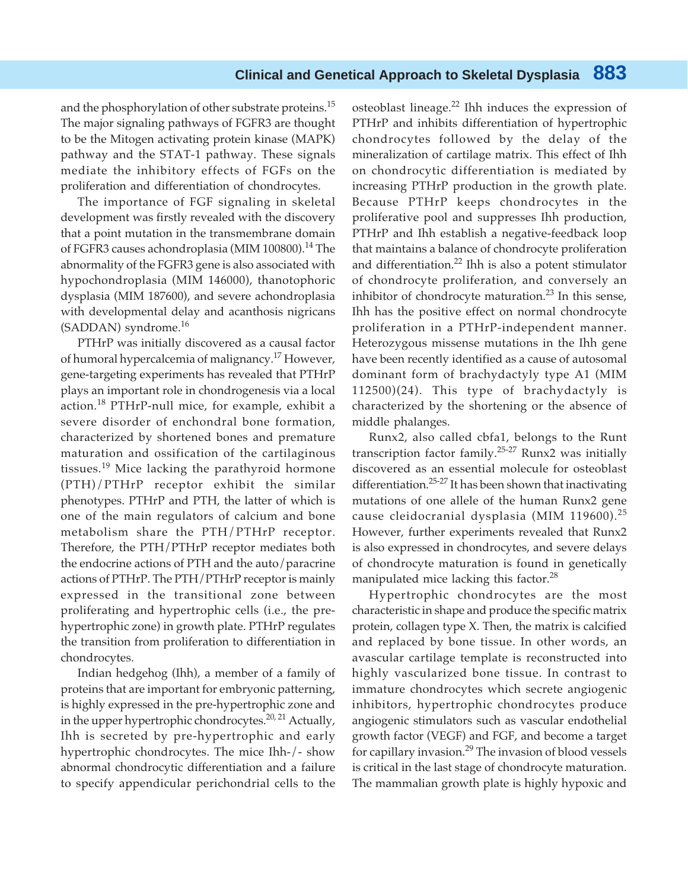and the phosphorylation of other substrate proteins.[15] The major signaling pathways of FGFR3 are thought to be the Mitogen activating protein kinase (MAPK) pathway and the STAT-1 pathway. These signals mediate the inhibitory effects of FGFs on the proliferation and differentiation of chondrocytes.

The importance of FGF signaling in skeletal development was firstly revealed with the discovery that a point mutation in the transmembrane domain of FGFR3 causes achondroplasia (MIM 100800).[14] The abnormality of the FGFR3 gene is also associated with hypochondroplasia (MIM 146000), thanotophoric dysplasia (MIM 187600), and severe achondroplasia with developmental delay and acanthosis nigricans (SADDAN) syndrome.[16]

PTHrP was initially discovered as a causal factor of humoral hypercalcemia of malignancy.[17] However, gene-targeting experiments has revealed that PTHrP plays an important role in chondrogenesis via a local action.[18] PTHrP-null mice, for example, exhibit a severe disorder of enchondral bone formation, characterized by shortened bones and premature maturation and ossification of the cartilaginous tissues.[19] Mice lacking the parathyroid hormone (PTH)/PTHrP receptor exhibit the similar phenotypes. PTHrP and PTH, the latter of which is one of the main regulators of calcium and bone metabolism share the PTH/PTHrP receptor. Therefore, the PTH/PTHrP receptor mediates both the endocrine actions of PTH and the auto/paracrine actions of PTHrP. The PTH/PTHrP receptor is mainly expressed in the transitional zone between proliferating and hypertrophic cells (i.e., the pre-hypertrophic zone) in growth plate. PTHrP regulates the transition from proliferation to differentiation in chondrocytes.

Indian hedgehog (Ihh), a member of a family of proteins that are important for embryonic patterning, is highly expressed in the pre-hypertrophic zone and in the upper hypertrophic chondrocytes.[20, 21] Actually, Ihh is secreted by pre-hypertrophic and early hypertrophic chondrocytes. The mice Ihh-/- show abnormal chondrocytic differentiation and a failure to specify appendicular perichondrial cells to the osteoblast lineage.[22] Ihh induces the expression of PTHrP and inhibits differentiation of hypertrophic chondrocytes followed by the delay of the mineralization of cartilage matrix. This effect of Ihh on chondrocytic differentiation is mediated by increasing PTHrP production in the growth plate. Because PTHrP keeps chondrocytes in the proliferative pool and suppresses Ihh production, PTHrP and Ihh establish a negative-feedback loop that maintains a balance of chondrocyte proliferation and differentiation.[22] Ihh is also a potent stimulator of chondrocyte proliferation, and conversely an inhibitor of chondrocyte maturation.[23] In this sense, Ihh has the positive effect on normal chondrocyte proliferation in a PTHrP-independent manner. Heterozygous missense mutations in the Ihh gene have been recently identified as a cause of autosomal dominant form of brachydactyly type A1 (MIM 112500)(24). This type of brachydactyly is characterized by the shortening or the absence of middle phalanges.

Runx2, also called cbfa1, belongs to the Runt transcription factor family.[25-27] Runx2 was initially discovered as an essential molecule for osteoblast differentiation.[25-27] It has been shown that inactivating mutations of one allele of the human Runx2 gene cause cleidocranial dysplasia (MIM 119600).[25] However, further experiments revealed that Runx2 is also expressed in chondrocytes, and severe delays of chondrocyte maturation is found in genetically manipulated mice lacking this factor.[28]

Hypertrophic chondrocytes are the most characteristic in shape and produce the specific matrix protein, collagen type X. Then, the matrix is calcified and replaced by bone tissue. In other words, an avascular cartilage template is reconstructed into highly vascularized bone tissue. In contrast to immature chondrocytes which secrete angiogenic inhibitors, hypertrophic chondrocytes produce angiogenic stimulators such as vascular endothelial growth factor (VEGF) and FGF, and become a target for capillary invasion.[29] The invasion of blood vessels is critical in the last stage of chondrocyte maturation. The mammalian growth plate is highly hypoxic and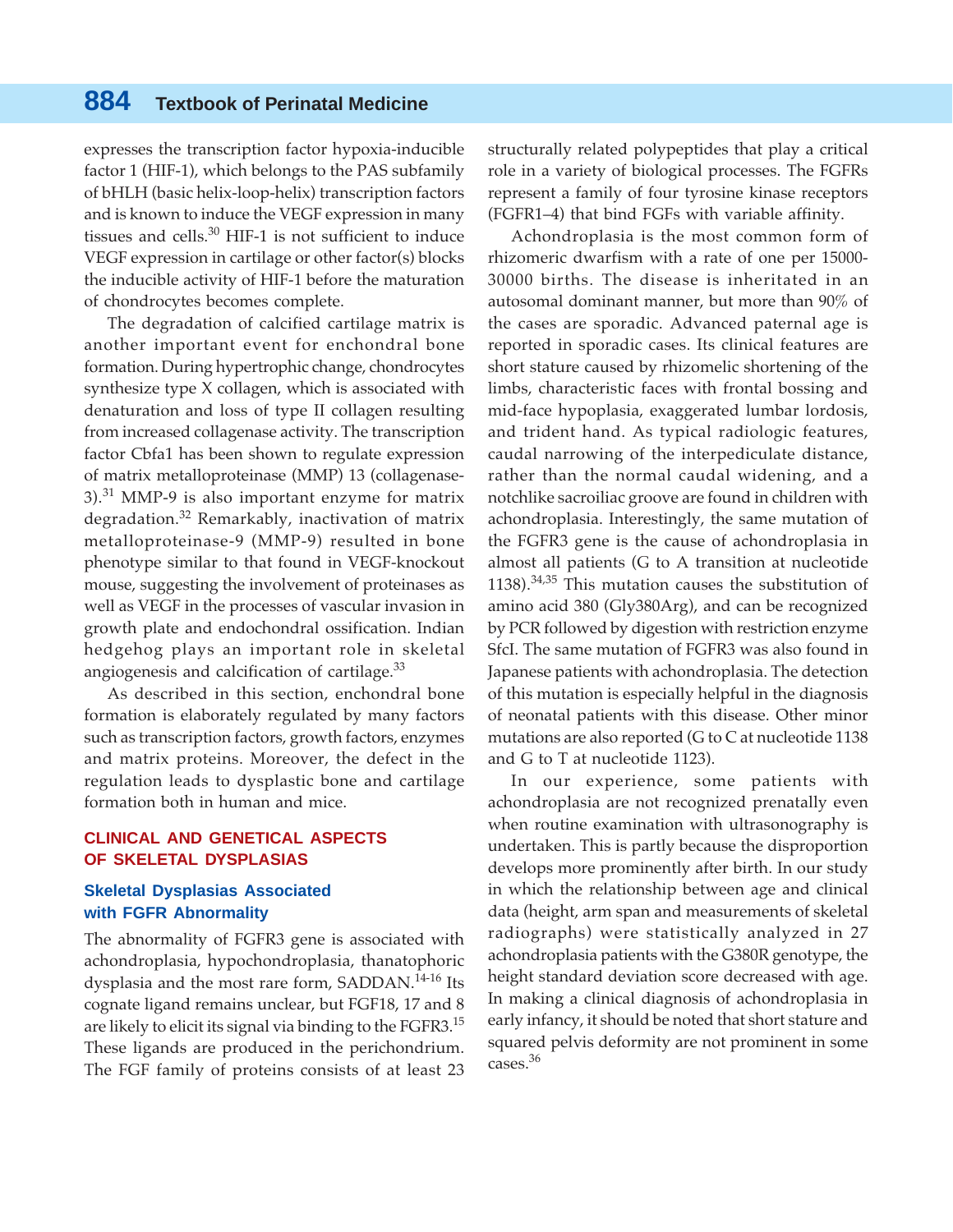expresses the transcription factor hypoxia-inducible factor 1 (HIF-1), which belongs to the PAS subfamily of bHLH (basic helix-loop-helix) transcription factors and is known to induce the VEGF expression in many tissues and cells.[30] HIF-1 is not sufficient to induce VEGF expression in cartilage or other factor(s) blocks the inducible activity of HIF-1 before the maturation of chondrocytes becomes complete.

The degradation of calcified cartilage matrix is another important event for enchondral bone formation. During hypertrophic change, chondrocytes synthesize type X collagen, which is associated with denaturation and loss of type II collagen resulting from increased collagenase activity. The transcription factor Cbfa1 has been shown to regulate expression of matrix metalloproteinase (MMP) 13 (collagenase-3).[31] MMP-9 is also important enzyme for matrix degradation.[32] Remarkably, inactivation of matrix metalloproteinase-9 (MMP-9) resulted in bone phenotype similar to that found in VEGF-knockout mouse, suggesting the involvement of proteinases as well as VEGF in the processes of vascular invasion in growth plate and endochondral ossification. Indian hedgehog plays an important role in skeletal angiogenesis and calcification of cartilage.[33]

As described in this section, enchondral bone formation is elaborately regulated by many factors such as transcription factors, growth factors, enzymes and matrix proteins. Moreover, the defect in the regulation leads to dysplastic bone and cartilage formation both in human and mice.

## CLINICAL AND GENETICAL ASPECTS OF SKELETAL DYSPLASIAS

### Skeletal Dysplasias Associated with FGFR Abnormality

The abnormality of FGFR3 gene is associated with achondroplasia, hypochondroplasia, thanatophoric dysplasia and the most rare form, SADDAN.[14-16] Its cognate ligand remains unclear, but FGF18, 17 and 8 are likely to elicit its signal via binding to the FGFR3.[15] These ligands are produced in the perichondrium. The FGF family of proteins consists of at least 23 structurally related polypeptides that play a critical role in a variety of biological processes. The FGFRs represent a family of four tyrosine kinase receptors (FGFR1–4) that bind FGFs with variable affinity.

Achondroplasia is the most common form of rhizomeric dwarfism with a rate of one per 15000-30000 births. The disease is inheritated in an autosomal dominant manner, but more than 90% of the cases are sporadic. Advanced paternal age is reported in sporadic cases. Its clinical features are short stature caused by rhizomelic shortening of the limbs, characteristic faces with frontal bossing and mid-face hypoplasia, exaggerated lumbar lordosis, and trident hand. As typical radiologic features, caudal narrowing of the interpediculate distance, rather than the normal caudal widening, and a notchlike sacroiliac groove are found in children with achondroplasia. Interestingly, the same mutation of the FGFR3 gene is the cause of achondroplasia in almost all patients (G to A transition at nucleotide 1138).[34,35] This mutation causes the substitution of amino acid 380 (Gly380Arg), and can be recognized by PCR followed by digestion with restriction enzyme SfcI. The same mutation of FGFR3 was also found in Japanese patients with achondroplasia. The detection of this mutation is especially helpful in the diagnosis of neonatal patients with this disease. Other minor mutations are also reported (G to C at nucleotide 1138 and G to T at nucleotide 1123).

In our experience, some patients with achondroplasia are not recognized prenatally even when routine examination with ultrasonography is undertaken. This is partly because the disproportion develops more prominently after birth. In our study in which the relationship between age and clinical data (height, arm span and measurements of skeletal radiographs) were statistically analyzed in 27 achondroplasia patients with the G380R genotype, the height standard deviation score decreased with age. In making a clinical diagnosis of achondroplasia in early infancy, it should be noted that short stature and squared pelvis deformity are not prominent in some cases.[36]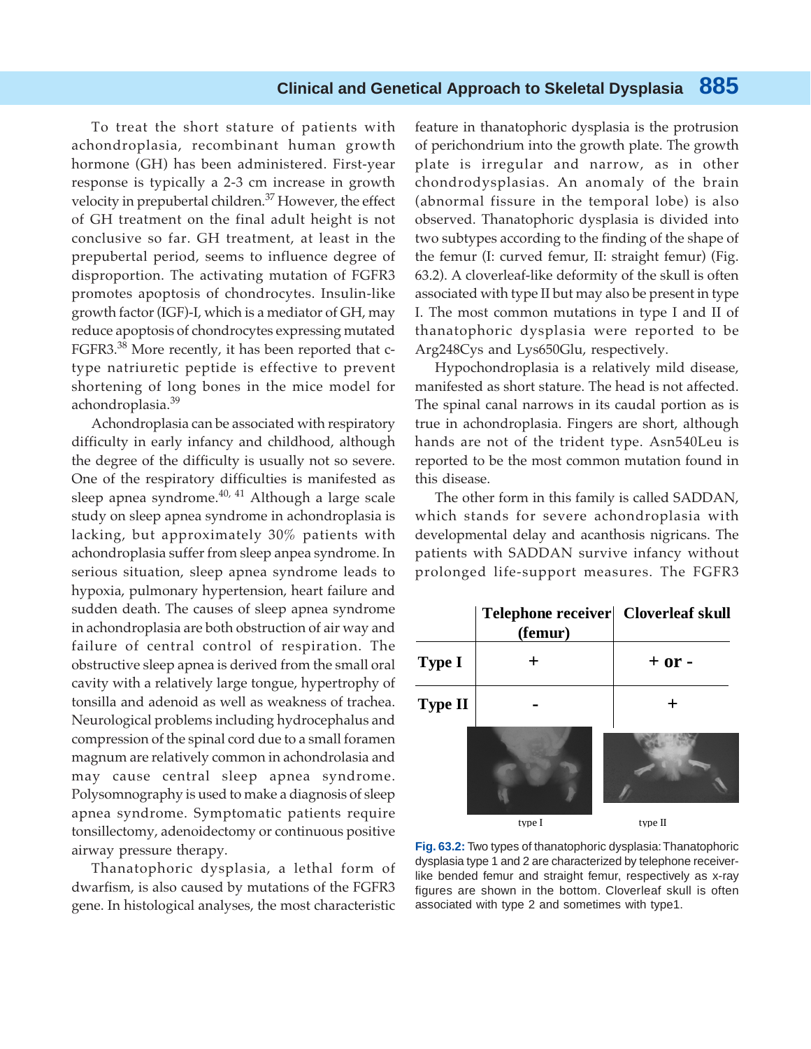To treat the short stature of patients with achondroplasia, recombinant human growth hormone (GH) has been administered. First-year response is typically a 2-3 cm increase in growth velocity in prepubertal children.[37] However, the effect of GH treatment on the final adult height is not conclusive so far. GH treatment, at least in the prepubertal period, seems to influence degree of disproportion. The activating mutation of FGFR3 promotes apoptosis of chondrocytes. Insulin-like growth factor (IGF)-I, which is a mediator of GH, may reduce apoptosis of chondrocytes expressing mutated FGFR3.[38] More recently, it has been reported that c-type natriuretic peptide is effective to prevent shortening of long bones in the mice model for achondroplasia.[39]

Achondroplasia can be associated with respiratory difficulty in early infancy and childhood, although the degree of the difficulty is usually not so severe. One of the respiratory difficulties is manifested as sleep apnea syndrome.[40, 41] Although a large scale study on sleep apnea syndrome in achondroplasia is lacking, but approximately 30% patients with achondroplasia suffer from sleep anpea syndrome. In serious situation, sleep apnea syndrome leads to hypoxia, pulmonary hypertension, heart failure and sudden death. The causes of sleep apnea syndrome in achondroplasia are both obstruction of air way and failure of central control of respiration. The obstructive sleep apnea is derived from the small oral cavity with a relatively large tongue, hypertrophy of tonsilla and adenoid as well as weakness of trachea. Neurological problems including hydrocephalus and compression of the spinal cord due to a small foramen magnum are relatively common in achondrolasia and may cause central sleep apnea syndrome. Polysomnography is used to make a diagnosis of sleep apnea syndrome. Symptomatic patients require tonsillectomy, adenoidectomy or continuous positive airway pressure therapy.

Thanatophoric dysplasia, a lethal form of dwarfism, is also caused by mutations of the FGFR3 gene. In histological analyses, the most characteristic feature in thanatophoric dysplasia is the protrusion of perichondrium into the growth plate. The growth plate is irregular and narrow, as in other chondrodysplasias. An anomaly of the brain (abnormal fissure in the temporal lobe) is also observed. Thanatophoric dysplasia is divided into two subtypes according to the finding of the shape of the femur (I: curved femur, II: straight femur) (Fig. 63.2). A cloverleaf-like deformity of the skull is often associated with type II but may also be present in type I. The most common mutations in type I and II of thanatophoric dysplasia were reported to be Arg248Cys and Lys650Glu, respectively.

Hypochondroplasia is a relatively mild disease, manifested as short stature. The head is not affected. The spinal canal narrows in its caudal portion as is true in achondroplasia. Fingers are short, although hands are not of the trident type. Asn540Leu is reported to be the most common mutation found in this disease.

The other form in this family is called SADDAN, which stands for severe achondroplasia with developmental delay and acanthosis nigricans. The patients with SADDAN survive infancy without prolonged life-support measures. The FGFR3

| | Telephone receiver (femur) | Cloverleaf skull |
|---|---|---|
| **Type I** | + | + or - |
| **Type II** | - | + |

type I type II

**Fig. 63.2:** Two types of thanatophoric dysplasia: Thanatophoric dysplasia type 1 and 2 are characterized by telephone receiver-like bended femur and straight femur, respectively as x-ray figures are shown in the bottom. Cloverleaf skull is often associated with type 2 and sometimes with type1.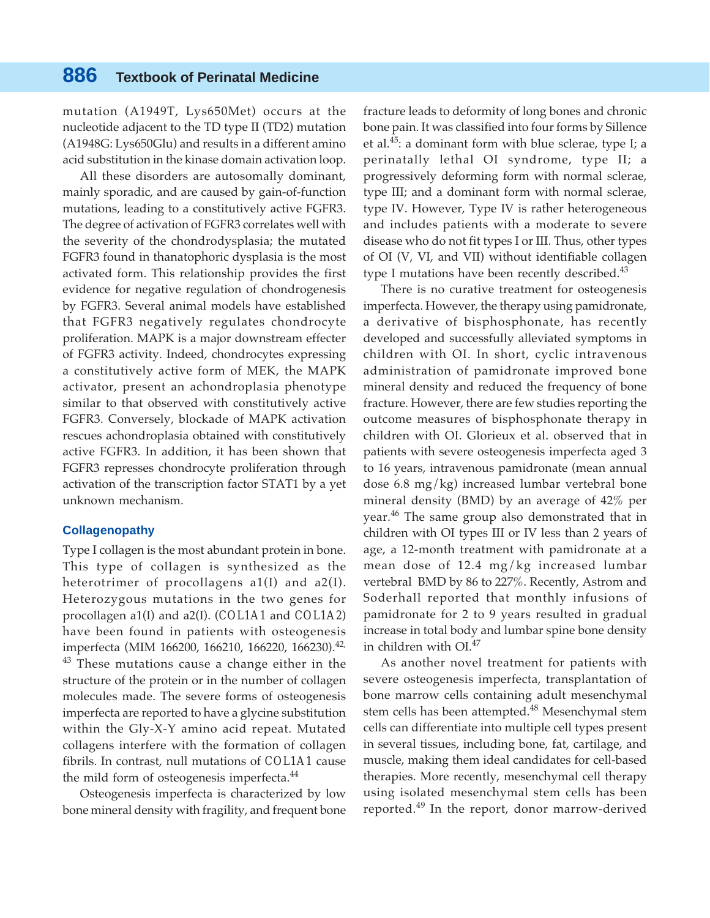mutation (A1949T, Lys650Met) occurs at the nucleotide adjacent to the TD type II (TD2) mutation (A1948G: Lys650Glu) and results in a different amino acid substitution in the kinase domain activation loop.

All these disorders are autosomally dominant, mainly sporadic, and are caused by gain-of-function mutations, leading to a constitutively active FGFR3. The degree of activation of FGFR3 correlates well with the severity of the chondrodysplasia; the mutated FGFR3 found in thanatophoric dysplasia is the most activated form. This relationship provides the first evidence for negative regulation of chondrogenesis by FGFR3. Several animal models have established that FGFR3 negatively regulates chondrocyte proliferation. MAPK is a major downstream effecter of FGFR3 activity. Indeed, chondrocytes expressing a constitutively active form of MEK, the MAPK activator, present an achondroplasia phenotype similar to that observed with constitutively active FGFR3. Conversely, blockade of MAPK activation rescues achondroplasia obtained with constitutively active FGFR3. In addition, it has been shown that FGFR3 represses chondrocyte proliferation through activation of the transcription factor STAT1 by a yet unknown mechanism.

### Collagenopathy

Type I collagen is the most abundant protein in bone. This type of collagen is synthesized as the heterotrimer of procollagens a1(I) and a2(I). Heterozygous mutations in the two genes for procollagen a1(I) and a2(I). (*COL1A1* and *COL1A2*) have been found in patients with osteogenesis imperfecta (MIM 166200, 166210, 166220, 166230).[42, 43] These mutations cause a change either in the structure of the protein or in the number of collagen molecules made. The severe forms of osteogenesis imperfecta are reported to have a glycine substitution within the Gly-X-Y amino acid repeat. Mutated collagens interfere with the formation of collagen fibrils. In contrast, null mutations of *COL1A1* cause the mild form of osteogenesis imperfecta.[44]

Osteogenesis imperfecta is characterized by low bone mineral density with fragility, and frequent bone fracture leads to deformity of long bones and chronic bone pain. It was classified into four forms by Sillence et al.[45]: a dominant form with blue sclerae, type I; a perinatally lethal OI syndrome, type II; a progressively deforming form with normal sclerae, type III; and a dominant form with normal sclerae, type IV. However, Type IV is rather heterogeneous and includes patients with a moderate to severe disease who do not fit types I or III. Thus, other types of OI (V, VI, and VII) without identifiable collagen type I mutations have been recently described.[43]

There is no curative treatment for osteogenesis imperfecta. However, the therapy using pamidronate, a derivative of bisphosphonate, has recently developed and successfully alleviated symptoms in children with OI. In short, cyclic intravenous administration of pamidronate improved bone mineral density and reduced the frequency of bone fracture. However, there are few studies reporting the outcome measures of bisphosphonate therapy in children with OI. Glorieux et al. observed that in patients with severe osteogenesis imperfecta aged 3 to 16 years, intravenous pamidronate (mean annual dose 6.8 mg/kg) increased lumbar vertebral bone mineral density (BMD) by an average of 42% per year.[46] The same group also demonstrated that in children with OI types III or IV less than 2 years of age, a 12-month treatment with pamidronate at a mean dose of 12.4 mg/kg increased lumbar vertebral BMD by 86 to 227%. Recently, Astrom and Soderhall reported that monthly infusions of pamidronate for 2 to 9 years resulted in gradual increase in total body and lumbar spine bone density in children with OI.[47]

As another novel treatment for patients with severe osteogenesis imperfecta, transplantation of bone marrow cells containing adult mesenchymal stem cells has been attempted.[48] Mesenchymal stem cells can differentiate into multiple cell types present in several tissues, including bone, fat, cartilage, and muscle, making them ideal candidates for cell-based therapies. More recently, mesenchymal cell therapy using isolated mesenchymal stem cells has been reported.[49] In the report, donor marrow-derived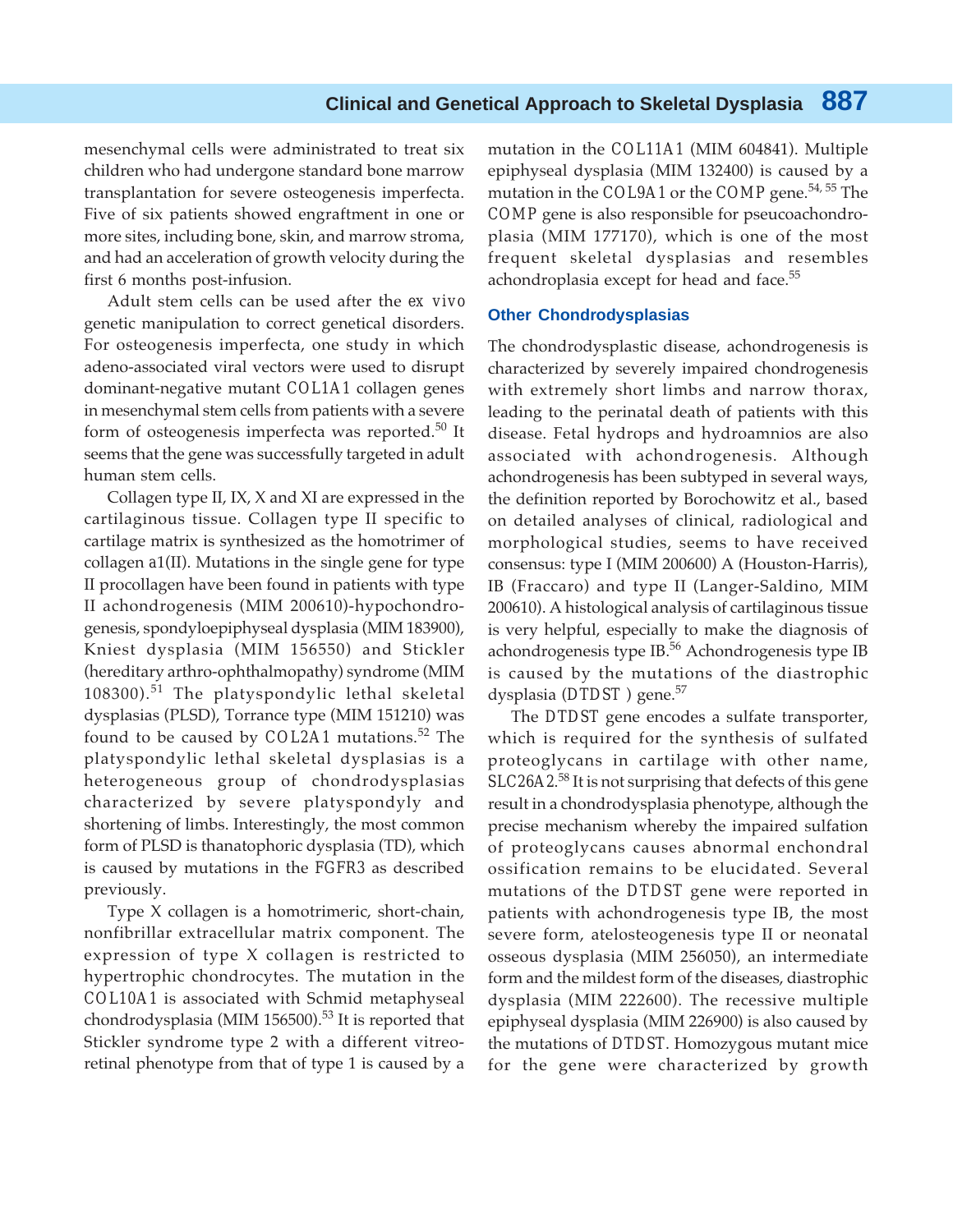mesenchymal cells were administrated to treat six children who had undergone standard bone marrow transplantation for severe osteogenesis imperfecta. Five of six patients showed engraftment in one or more sites, including bone, skin, and marrow stroma, and had an acceleration of growth velocity during the first 6 months post-infusion.

Adult stem cells can be used after the *ex vivo* genetic manipulation to correct genetical disorders. For osteogenesis imperfecta, one study in which adeno-associated viral vectors were used to disrupt dominant-negative mutant *COL1A1* collagen genes in mesenchymal stem cells from patients with a severe form of osteogenesis imperfecta was reported.[50] It seems that the gene was successfully targeted in adult human stem cells.

Collagen type II, IX, X and XI are expressed in the cartilaginous tissue. Collagen type II specific to cartilage matrix is synthesized as the homotrimer of collagen a1(II). Mutations in the single gene for type II procollagen have been found in patients with type II achondrogenesis (MIM 200610)-hypochondrogenesis, spondyloepiphyseal dysplasia (MIM 183900), Kniest dysplasia (MIM 156550) and Stickler (hereditary arthro-ophthalmopathy) syndrome (MIM 108300).[51] The platyspondylic lethal skeletal dysplasias (PLSD), Torrance type (MIM 151210) was found to be caused by *COL2A1* mutations.[52] The platyspondylic lethal skeletal dysplasias is a heterogeneous group of chondrodysplasias characterized by severe platyspondyly and shortening of limbs. Interestingly, the most common form of PLSD is thanatophoric dysplasia (TD), which is caused by mutations in the FGFR3 as described previously.

Type X collagen is a homotrimeric, short-chain, nonfibrillar extracellular matrix component. The expression of type X collagen is restricted to hypertrophic chondrocytes. The mutation in the *COL10A1* is associated with Schmid metaphyseal chondrodysplasia (MIM 156500).[53] It is reported that Stickler syndrome type 2 with a different vitreoretinal phenotype from that of type 1 is caused by a mutation in the *COL11A1* (MIM 604841). Multiple epiphyseal dysplasia (MIM 132400) is caused by a mutation in the *COL9A1* or the *COMP* gene.[54, 55] The *COMP* gene is also responsible for pseucoachondroplasia (MIM 177170), which is one of the most frequent skeletal dysplasias and resembles achondroplasia except for head and face.[55]

### Other Chondrodysplasias

The chondrodysplastic disease, achondrogenesis is characterized by severely impaired chondrogenesis with extremely short limbs and narrow thorax, leading to the perinatal death of patients with this disease. Fetal hydrops and hydroamnios are also associated with achondrogenesis. Although achondrogenesis has been subtyped in several ways, the definition reported by Borochowitz et al., based on detailed analyses of clinical, radiological and morphological studies, seems to have received consensus: type I (MIM 200600) A (Houston-Harris), IB (Fraccaro) and type II (Langer-Saldino, MIM 200610). A histological analysis of cartilaginous tissue is very helpful, especially to make the diagnosis of achondrogenesis type IB.[56] Achondrogenesis type IB is caused by the mutations of the diastrophic dysplasia (*DTDST* ) gene.[57]

The *DTDST* gene encodes a sulfate transporter, which is required for the synthesis of sulfated proteoglycans in cartilage with other name, *SLC26A2*.[58] It is not surprising that defects of this gene result in a chondrodysplasia phenotype, although the precise mechanism whereby the impaired sulfation of proteoglycans causes abnormal enchondral ossification remains to be elucidated. Several mutations of the *DTDST* gene were reported in patients with achondrogenesis type IB, the most severe form, atelosteogenesis type II or neonatal osseous dysplasia (MIM 256050), an intermediate form and the mildest form of the diseases, diastrophic dysplasia (MIM 222600). The recessive multiple epiphyseal dysplasia (MIM 226900) is also caused by the mutations of *DTDST*. Homozygous mutant mice for the gene were characterized by growth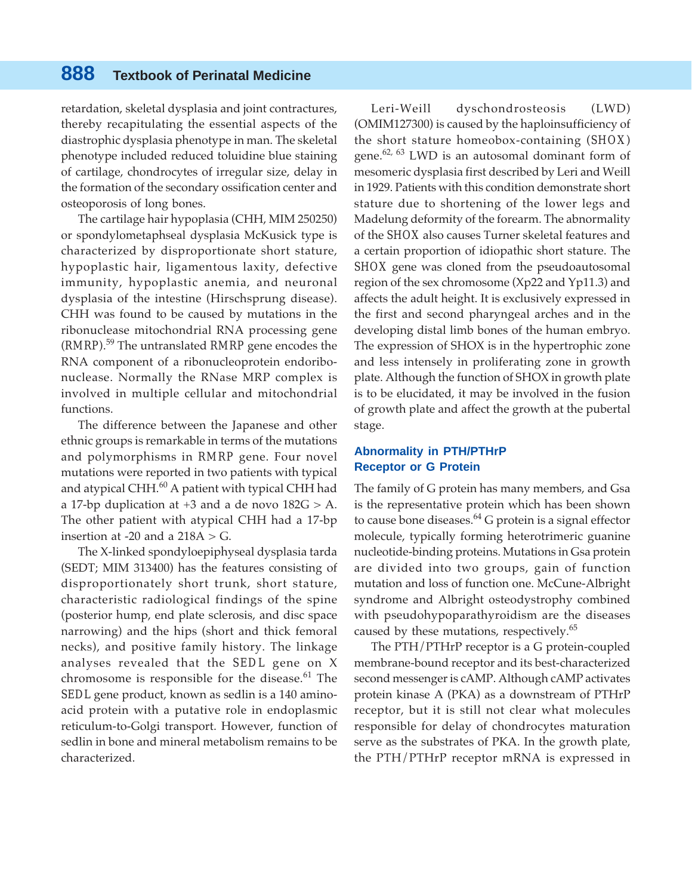retardation, skeletal dysplasia and joint contractures, thereby recapitulating the essential aspects of the diastrophic dysplasia phenotype in man. The skeletal phenotype included reduced toluidine blue staining of cartilage, chondrocytes of irregular size, delay in the formation of the secondary ossification center and osteoporosis of long bones.

The cartilage hair hypoplasia (CHH, MIM 250250) or spondylometaphseal dysplasia McKusick type is characterized by disproportionate short stature, hypoplastic hair, ligamentous laxity, defective immunity, hypoplastic anemia, and neuronal dysplasia of the intestine (Hirschsprung disease). CHH was found to be caused by mutations in the ribonuclease mitochondrial RNA processing gene (*RMRP*).[59] The untranslated *RMRP* gene encodes the RNA component of a ribonucleoprotein endoribonuclease. Normally the RNase MRP complex is involved in multiple cellular and mitochondrial functions.

The difference between the Japanese and other ethnic groups is remarkable in terms of the mutations and polymorphisms in *RMRP* gene. Four novel mutations were reported in two patients with typical and atypical CHH.[60] A patient with typical CHH had a 17-bp duplication at +3 and a de novo 182G > A. The other patient with atypical CHH had a 17-bp insertion at -20 and a 218A > G.

The X-linked spondyloepiphyseal dysplasia tarda (SEDT; MIM 313400) has the features consisting of disproportionately short trunk, short stature, characteristic radiological findings of the spine (posterior hump, end plate sclerosis, and disc space narrowing) and the hips (short and thick femoral necks), and positive family history. The linkage analyses revealed that the *SEDL* gene on X chromosome is responsible for the disease.[61] The *SEDL* gene product, known as sedlin is a 140 amino-acid protein with a putative role in endoplasmic reticulum-to-Golgi transport. However, function of sedlin in bone and mineral metabolism remains to be characterized.

Leri-Weill dyschondrosteosis (LWD) (OMIM127300) is caused by the haploinsufficiency of the short stature homeobox-containing (*SHOX*) gene.[62, 63] LWD is an autosomal dominant form of mesomeric dysplasia first described by Leri and Weill in 1929. Patients with this condition demonstrate short stature due to shortening of the lower legs and Madelung deformity of the forearm. The abnormality of the *SHOX* also causes Turner skeletal features and a certain proportion of idiopathic short stature. The *SHOX* gene was cloned from the pseudoautosomal region of the sex chromosome (Xp22 and Yp11.3) and affects the adult height. It is exclusively expressed in the first and second pharyngeal arches and in the developing distal limb bones of the human embryo. The expression of SHOX is in the hypertrophic zone and less intensely in proliferating zone in growth plate. Although the function of SHOX in growth plate is to be elucidated, it may be involved in the fusion of growth plate and affect the growth at the pubertal stage.

### Abnormality in PTH/PTHrP Receptor or G Protein

The family of G protein has many members, and Gsa is the representative protein which has been shown to cause bone diseases.[64] G protein is a signal effector molecule, typically forming heterotrimeric guanine nucleotide-binding proteins. Mutations in Gsa protein are divided into two groups, gain of function mutation and loss of function one. McCune-Albright syndrome and Albright osteodystrophy combined with pseudohypoparathyroidism are the diseases caused by these mutations, respectively.[65]

The PTH/PTHrP receptor is a G protein-coupled membrane-bound receptor and its best-characterized second messenger is cAMP. Although cAMP activates protein kinase A (PKA) as a downstream of PTHrP receptor, but it is still not clear what molecules responsible for delay of chondrocytes maturation serve as the substrates of PKA. In the growth plate, the PTH/PTHrP receptor mRNA is expressed in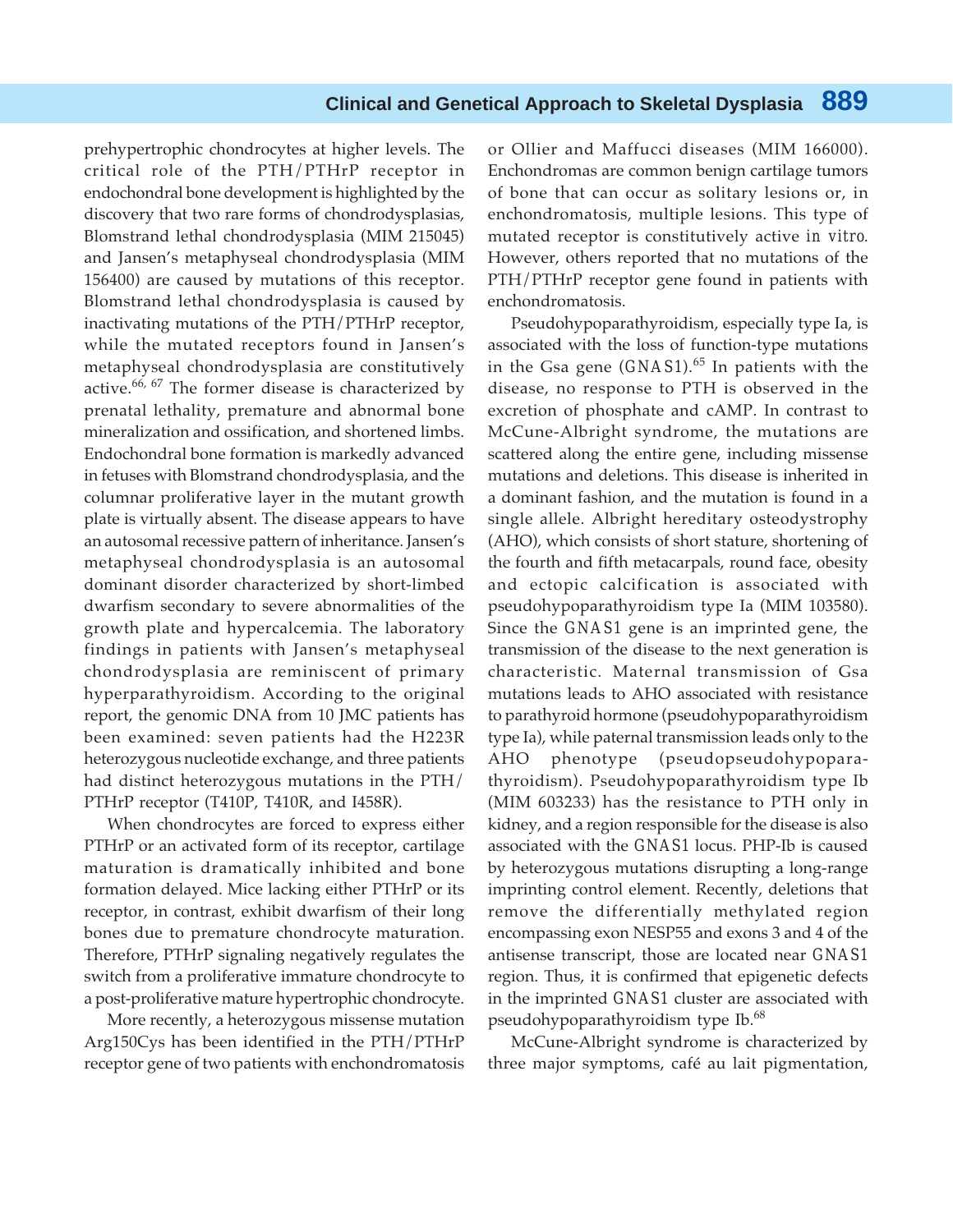prehypertrophic chondrocytes at higher levels. The critical role of the PTH/PTHrP receptor in endochondral bone development is highlighted by the discovery that two rare forms of chondrodysplasias, Blomstrand lethal chondrodysplasia (MIM 215045) and Jansen's metaphyseal chondrodysplasia (MIM 156400) are caused by mutations of this receptor. Blomstrand lethal chondrodysplasia is caused by inactivating mutations of the PTH/PTHrP receptor, while the mutated receptors found in Jansen's metaphyseal chondrodysplasia are constitutively active.[66, 67] The former disease is characterized by prenatal lethality, premature and abnormal bone mineralization and ossification, and shortened limbs. Endochondral bone formation is markedly advanced in fetuses with Blomstrand chondrodysplasia, and the columnar proliferative layer in the mutant growth plate is virtually absent. The disease appears to have an autosomal recessive pattern of inheritance. Jansen's metaphyseal chondrodysplasia is an autosomal dominant disorder characterized by short-limbed dwarfism secondary to severe abnormalities of the growth plate and hypercalcemia. The laboratory findings in patients with Jansen's metaphyseal chondrodysplasia are reminiscent of primary hyperparathyroidism. According to the original report, the genomic DNA from 10 JMC patients has been examined: seven patients had the H223R heterozygous nucleotide exchange, and three patients had distinct heterozygous mutations in the PTH/PTHrP receptor (T410P, T410R, and I458R).

When chondrocytes are forced to express either PTHrP or an activated form of its receptor, cartilage maturation is dramatically inhibited and bone formation delayed. Mice lacking either PTHrP or its receptor, in contrast, exhibit dwarfism of their long bones due to premature chondrocyte maturation. Therefore, PTHrP signaling negatively regulates the switch from a proliferative immature chondrocyte to a post-proliferative mature hypertrophic chondrocyte.

More recently, a heterozygous missense mutation Arg150Cys has been identified in the PTH/PTHrP receptor gene of two patients with enchondromatosis or Ollier and Maffucci diseases (MIM 166000). Enchondromas are common benign cartilage tumors of bone that can occur as solitary lesions or, in enchondromatosis, multiple lesions. This type of mutated receptor is constitutively active *in vitro*. However, others reported that no mutations of the PTH/PTHrP receptor gene found in patients with enchondromatosis.

Pseudohypoparathyroidism, especially type Ia, is associated with the loss of function-type mutations in the Gsa gene (*GNAS1*).[65] In patients with the disease, no response to PTH is observed in the excretion of phosphate and cAMP. In contrast to McCune-Albright syndrome, the mutations are scattered along the entire gene, including missense mutations and deletions. This disease is inherited in a dominant fashion, and the mutation is found in a single allele. Albright hereditary osteodystrophy (AHO), which consists of short stature, shortening of the fourth and fifth metacarpals, round face, obesity and ectopic calcification is associated with pseudohypoparathyroidism type Ia (MIM 103580). Since the *GNAS1* gene is an imprinted gene, the transmission of the disease to the next generation is characteristic. Maternal transmission of Gsa mutations leads to AHO associated with resistance to parathyroid hormone (pseudohypoparathyroidism type Ia), while paternal transmission leads only to the AHO phenotype (pseudopseudohypoparathyroidism). Pseudohypoparathyroidism type Ib (MIM 603233) has the resistance to PTH only in kidney, and a region responsible for the disease is also associated with the *GNAS1* locus. PHP-Ib is caused by heterozygous mutations disrupting a long-range imprinting control element. Recently, deletions that remove the differentially methylated region encompassing exon NESP55 and exons 3 and 4 of the antisense transcript, those are located near *GNAS1* region. Thus, it is confirmed that epigenetic defects in the imprinted *GNAS1* cluster are associated with pseudohypoparathyroidism type Ib.[68]

McCune-Albright syndrome is characterized by three major symptoms, café au lait pigmentation,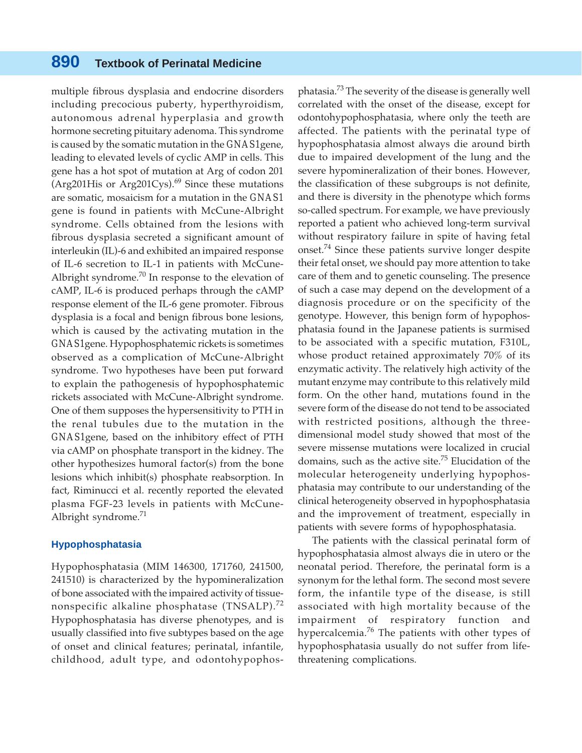multiple fibrous dysplasia and endocrine disorders including precocious puberty, hyperthyroidism, autonomous adrenal hyperplasia and growth hormone secreting pituitary adenoma. This syndrome is caused by the somatic mutation in the GNAS1gene, leading to elevated levels of cyclic AMP in cells. This gene has a hot spot of mutation at Arg of codon 201 (Arg201His or Arg201Cys).[69] Since these mutations are somatic, mosaicism for a mutation in the GNAS1 gene is found in patients with McCune-Albright syndrome. Cells obtained from the lesions with fibrous dysplasia secreted a significant amount of interleukin (IL)-6 and exhibited an impaired response of IL-6 secretion to IL-1 in patients with McCune-Albright syndrome.[70] In response to the elevation of cAMP, IL-6 is produced perhaps through the cAMP response element of the IL-6 gene promoter. Fibrous dysplasia is a focal and benign fibrous bone lesions, which is caused by the activating mutation in the GNAS1gene. Hypophosphatemic rickets is sometimes observed as a complication of McCune-Albright syndrome. Two hypotheses have been put forward to explain the pathogenesis of hypophosphatemic rickets associated with McCune-Albright syndrome. One of them supposes the hypersensitivity to PTH in the renal tubules due to the mutation in the GNAS1gene, based on the inhibitory effect of PTH via cAMP on phosphate transport in the kidney. The other hypothesizes humoral factor(s) from the bone lesions which inhibit(s) phosphate reabsorption. In fact, Riminucci et al. recently reported the elevated plasma FGF-23 levels in patients with McCune-Albright syndrome.[71]

### Hypophosphatasia

Hypophosphatasia (MIM 146300, 171760, 241500, 241510) is characterized by the hypomineralization of bone associated with the impaired activity of tissue-nonspecific alkaline phosphatase (TNSALP).[72] Hypophosphatasia has diverse phenotypes, and is usually classified into five subtypes based on the age of onset and clinical features; perinatal, infantile, childhood, adult type, and odontohypophosphatasia.[73] The severity of the disease is generally well correlated with the onset of the disease, except for odontohypophosphatasia, where only the teeth are affected. The patients with the perinatal type of hypophosphatasia almost always die around birth due to impaired development of the lung and the severe hypomineralization of their bones. However, the classification of these subgroups is not definite, and there is diversity in the phenotype which forms so-called spectrum. For example, we have previously reported a patient who achieved long-term survival without respiratory failure in spite of having fetal onset.[74] Since these patients survive longer despite their fetal onset, we should pay more attention to take care of them and to genetic counseling. The presence of such a case may depend on the development of a diagnosis procedure or on the specificity of the genotype. However, this benign form of hypophosphatasia found in the Japanese patients is surmised to be associated with a specific mutation, F310L, whose product retained approximately 70% of its enzymatic activity. The relatively high activity of the mutant enzyme may contribute to this relatively mild form. On the other hand, mutations found in the severe form of the disease do not tend to be associated with restricted positions, although the three-dimensional model study showed that most of the severe missense mutations were localized in crucial domains, such as the active site.[75] Elucidation of the molecular heterogeneity underlying hypophosphatasia may contribute to our understanding of the clinical heterogeneity observed in hypophosphatasia and the improvement of treatment, especially in patients with severe forms of hypophosphatasia.

The patients with the classical perinatal form of hypophosphatasia almost always die in utero or the neonatal period. Therefore, the perinatal form is a synonym for the lethal form. The second most severe form, the infantile type of the disease, is still associated with high mortality because of the impairment of respiratory function and hypercalcemia.[76] The patients with other types of hypophosphatasia usually do not suffer from life-threatening complications.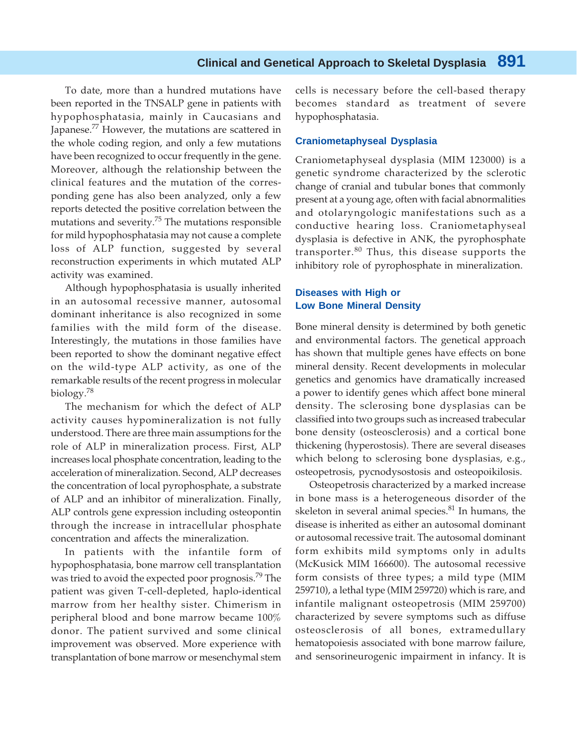To date, more than a hundred mutations have been reported in the TNSALP gene in patients with hypophosphatasia, mainly in Caucasians and Japanese.[77] However, the mutations are scattered in the whole coding region, and only a few mutations have been recognized to occur frequently in the gene. Moreover, although the relationship between the clinical features and the mutation of the corresponding gene has also been analyzed, only a few reports detected the positive correlation between the mutations and severity.[75] The mutations responsible for mild hypophosphatasia may not cause a complete loss of ALP function, suggested by several reconstruction experiments in which mutated ALP activity was examined.

Although hypophosphatasia is usually inherited in an autosomal recessive manner, autosomal dominant inheritance is also recognized in some families with the mild form of the disease. Interestingly, the mutations in those families have been reported to show the dominant negative effect on the wild-type ALP activity, as one of the remarkable results of the recent progress in molecular biology.[78]

The mechanism for which the defect of ALP activity causes hypomineralization is not fully understood. There are three main assumptions for the role of ALP in mineralization process. First, ALP increases local phosphate concentration, leading to the acceleration of mineralization. Second, ALP decreases the concentration of local pyrophosphate, a substrate of ALP and an inhibitor of mineralization. Finally, ALP controls gene expression including osteopontin through the increase in intracellular phosphate concentration and affects the mineralization.

In patients with the infantile form of hypophosphatasia, bone marrow cell transplantation was tried to avoid the expected poor prognosis.[79] The patient was given T-cell-depleted, haplo-identical marrow from her healthy sister. Chimerism in peripheral blood and bone marrow became 100% donor. The patient survived and some clinical improvement was observed. More experience with transplantation of bone marrow or mesenchymal stem cells is necessary before the cell-based therapy becomes standard as treatment of severe hypophosphatasia.

### Craniometaphyseal Dysplasia

Craniometaphyseal dysplasia (MIM 123000) is a genetic syndrome characterized by the sclerotic change of cranial and tubular bones that commonly present at a young age, often with facial abnormalities and otolaryngologic manifestations such as a conductive hearing loss. Craniometaphyseal dysplasia is defective in ANK, the pyrophosphate transporter.[80] Thus, this disease supports the inhibitory role of pyrophosphate in mineralization.

### Diseases with High or Low Bone Mineral Density

Bone mineral density is determined by both genetic and environmental factors. The genetical approach has shown that multiple genes have effects on bone mineral density. Recent developments in molecular genetics and genomics have dramatically increased a power to identify genes which affect bone mineral density. The sclerosing bone dysplasias can be classified into two groups such as increased trabecular bone density (osteosclerosis) and a cortical bone thickening (hyperostosis). There are several diseases which belong to sclerosing bone dysplasias, e.g., osteopetrosis, pycnodysostosis and osteopoikilosis.

Osteopetrosis characterized by a marked increase in bone mass is a heterogeneous disorder of the skeleton in several animal species.[81] In humans, the disease is inherited as either an autosomal dominant or autosomal recessive trait. The autosomal dominant form exhibits mild symptoms only in adults (McKusick MIM 166600). The autosomal recessive form consists of three types; a mild type (MIM 259710), a lethal type (MIM 259720) which is rare, and infantile malignant osteopetrosis (MIM 259700) characterized by severe symptoms such as diffuse osteosclerosis of all bones, extramedullary hematopoiesis associated with bone marrow failure, and sensorineurogenic impairment in infancy. It is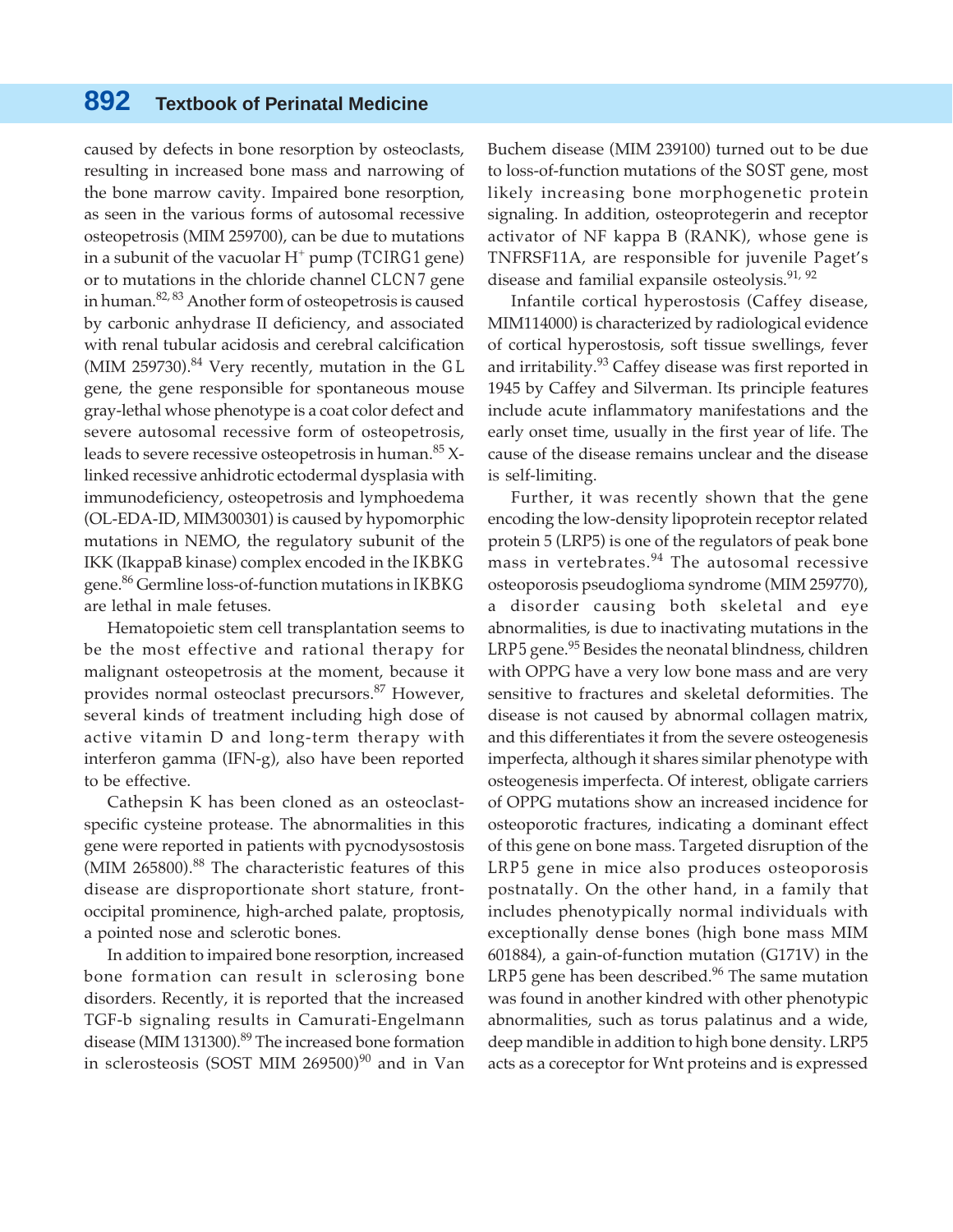caused by defects in bone resorption by osteoclasts, resulting in increased bone mass and narrowing of the bone marrow cavity. Impaired bone resorption, as seen in the various forms of autosomal recessive osteopetrosis (MIM 259700), can be due to mutations in a subunit of the vacuolar $H^+$ pump (TCIRG1 gene) or to mutations in the chloride channel CLCN7 gene in human.[82, 83] Another form of osteopetrosis is caused by carbonic anhydase II deficiency, and associated with renal tubular acidosis and cerebral calcification (MIM 259730).[84] Very recently, mutation in the GL gene, the gene responsible for spontaneous mouse gray-lethal whose phenotype is a coat color defect and severe autosomal recessive form of osteopetrosis, leads to severe recessive osteopetrosis in human.[85] X-linked recessive anhidrotic ectodermal dysplasia with immunodeficiency, osteopetrosis and lymphoedema (OL-EDA-ID, MIM300301) is caused by hypomorphic mutations in NEMO, the regulatory subunit of the IKK (IkappaB kinase) complex encoded in the IKBKG gene.[86] Germline loss-of-function mutations in IKBKG are lethal in male fetuses.

Hematopoietic stem cell transplantation seems to be the most effective and rational therapy for malignant osteopetrosis at the moment, because it provides normal osteoclast precursors.[87] However, several kinds of treatment including high dose of active vitamin D and long-term therapy with interferon gamma (IFN-g), also have been reported to be effective.

Cathepsin K has been cloned as an osteoclast-specific cysteine protease. The abnormalities in this gene were reported in patients with pycnodysostosis (MIM 265800).[88] The characteristic features of this disease are disproportionate short stature, front-occipital prominence, high-arched palate, proptosis, a pointed nose and sclerotic bones.

In addition to impaired bone resorption, increased bone formation can result in sclerosing bone disorders. Recently, it is reported that the increased TGF-b signaling results in Camurati-Engelmann disease (MIM 131300).[89] The increased bone formation in sclerosteosis (SOST MIM 269500)[90] and in Van Buchem disease (MIM 239100) turned out to be due to loss-of-function mutations of the SOST gene, most likely increasing bone morphogenetic protein signaling. In addition, osteoprotegerin and receptor activator of NF kappa B (RANK), whose gene is TNFRSF11A, are responsible for juvenile Paget's disease and familial expansile osteolysis.[91, 92]

Infantile cortical hyperostosis (Caffey disease, MIM114000) is characterized by radiological evidence of cortical hyperostosis, soft tissue swellings, fever and irritability.[93] Caffey disease was first reported in 1945 by Caffey and Silverman. Its principle features include acute inflammatory manifestations and the early onset time, usually in the first year of life. The cause of the disease remains unclear and the disease is self-limiting.

Further, it was recently shown that the gene encoding the low-density lipoprotein receptor related protein 5 (LRP5) is one of the regulators of peak bone mass in vertebrates.[94] The autosomal recessive osteoporosis pseudoglioma syndrome (MIM 259770), a disorder causing both skeletal and eye abnormalities, is due to inactivating mutations in the LRP5 gene.[95] Besides the neonatal blindness, children with OPPG have a very low bone mass and are very sensitive to fractures and skeletal deformities. The disease is not caused by abnormal collagen matrix, and this differentiates it from the severe osteogenesis imperfecta, although it shares similar phenotype with osteogenesis imperfecta. Of interest, obligate carriers of OPPG mutations show an increased incidence for osteoporotic fractures, indicating a dominant effect of this gene on bone mass. Targeted disruption of the LRP5 gene in mice also produces osteoporosis postnatally. On the other hand, in a family that includes phenotypically normal individuals with exceptionally dense bones (high bone mass MIM 601884), a gain-of-function mutation (G171V) in the LRP5 gene has been described.[96] The same mutation was found in another kindred with other phenotypic abnormalities, such as torus palatinus and a wide, deep mandible in addition to high bone density. LRP5 acts as a coreceptor for Wnt proteins and is expressed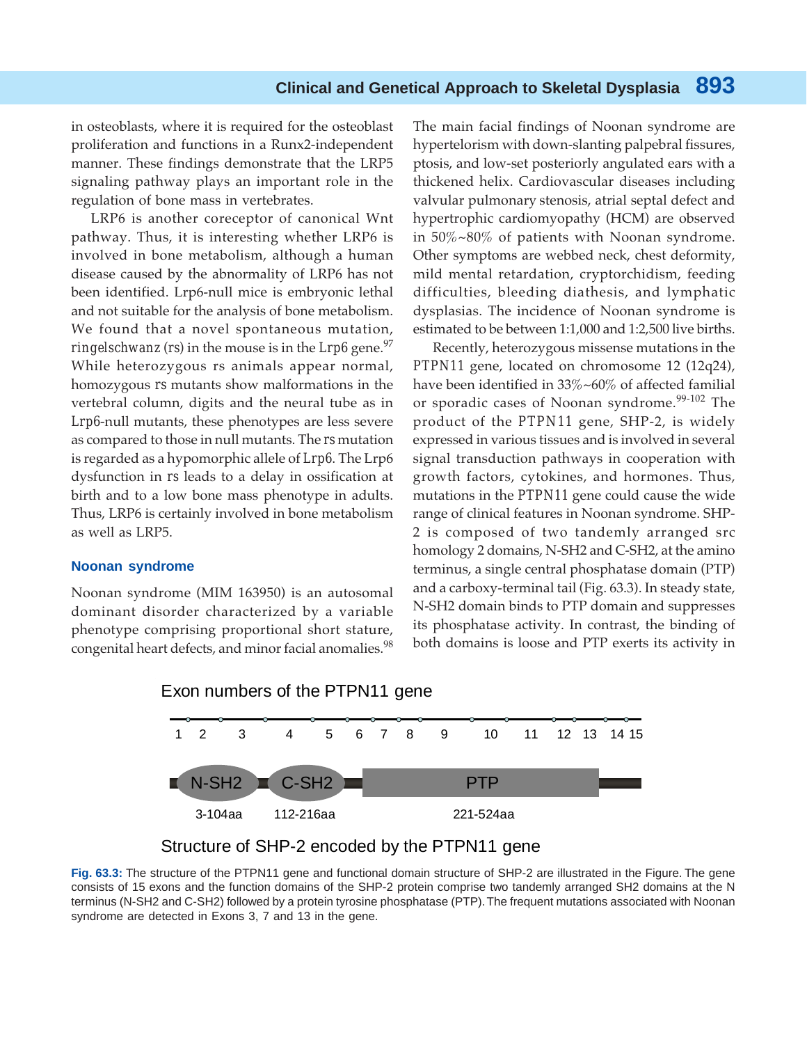in osteoblasts, where it is required for the osteoblast proliferation and functions in a Runx2-independent manner. These findings demonstrate that the LRP5 signaling pathway plays an important role in the regulation of bone mass in vertebrates.

LRP6 is another coreceptor of canonical Wnt pathway. Thus, it is interesting whether LRP6 is involved in bone metabolism, although a human disease caused by the abnormality of LRP6 has not been identified. Lrp6-null mice is embryonic lethal and not suitable for the analysis of bone metabolism. We found that a novel spontaneous mutation, *ringelschwanz* (*rs*) in the mouse is in the *Lrp6* gene.[97] While heterozygous rs animals appear normal, homozygous *rs* mutants show malformations in the vertebral column, digits and the neural tube as in *Lrp6*-null mutants, these phenotypes are less severe as compared to those in null mutants. The *rs* mutation is regarded as a hypomorphic allele of *Lrp6*. The Lrp6 dysfunction in *rs* leads to a delay in ossification at birth and to a low bone mass phenotype in adults. Thus, LRP6 is certainly involved in bone metabolism as well as LRP5.

## Noonan syndrome

Noonan syndrome (MIM 163950) is an autosomal dominant disorder characterized by a variable phenotype comprising proportional short stature, congenital heart defects, and minor facial anomalies.[98] The main facial findings of Noonan syndrome are hypertelorism with down-slanting palpebral fissures, ptosis, and low-set posteriorly angulated ears with a thickened helix. Cardiovascular diseases including valvular pulmonary stenosis, atrial septal defect and hypertrophic cardiomyopathy (HCM) are observed in 50%~80% of patients with Noonan syndrome. Other symptoms are webbed neck, chest deformity, mild mental retardation, cryptorchidism, feeding difficulties, bleeding diathesis, and lymphatic dysplasias. The incidence of Noonan syndrome is estimated to be between 1:1,000 and 1:2,500 live births.

Recently, heterozygous missense mutations in the PTPN11 gene, located on chromosome 12 (12q24), have been identified in 33%~60% of affected familial or sporadic cases of Noonan syndrome.[99-102] The product of the PTPN11 gene, SHP-2, is widely expressed in various tissues and is involved in several signal transduction pathways in cooperation with growth factors, cytokines, and hormones. Thus, mutations in the PTPN11 gene could cause the wide range of clinical features in Noonan syndrome. SHP-2 is composed of two tandemly arranged src homology 2 domains, N-SH2 and C-SH2, at the amino terminus, a single central phosphatase domain (PTP) and a carboxy-terminal tail (Fig. 63.3). In steady state, N-SH2 domain binds to PTP domain and suppresses its phosphatase activity. In contrast, the binding of both domains is loose and PTP exerts its activity in

Exon numbers of the PTPN11 gene

1 2 3 4 5 6 7 8 9 10 11 12 13 14 15

N-SH2 (3-104aa) — C-SH2 (112-216aa) — PTP (221-524aa)

Structure of SHP-2 encoded by the PTPN11 gene

**Fig. 63.3:** The structure of the PTPN11 gene and functional domain structure of SHP-2 are illustrated in the Figure. The gene consists of 15 exons and the function domains of the SHP-2 protein comprise two tandemly arranged SH2 domains at the N terminus (N-SH2 and C-SH2) followed by a protein tyrosine phosphatase (PTP). The frequent mutations associated with Noonan syndrome are detected in Exons 3, 7 and 13 in the gene.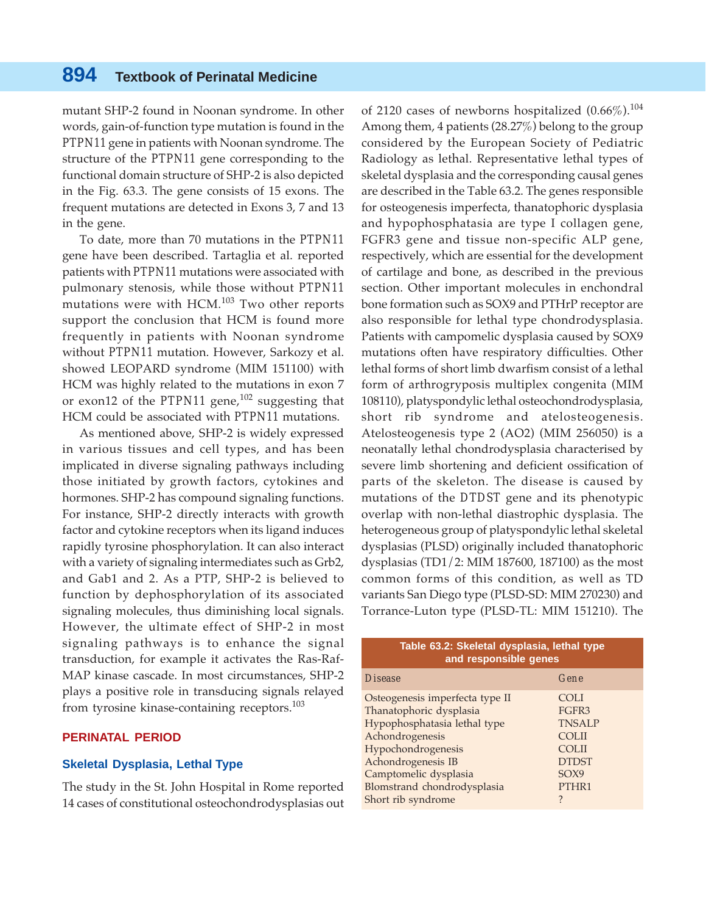mutant SHP-2 found in Noonan syndrome. In other words, gain-of-function type mutation is found in the PTPN11 gene in patients with Noonan syndrome. The structure of the PTPN11 gene corresponding to the functional domain structure of SHP-2 is also depicted in the Fig. 63.3. The gene consists of 15 exons. The frequent mutations are detected in Exons 3, 7 and 13 in the gene.

To date, more than 70 mutations in the PTPN11 gene have been described. Tartaglia et al. reported patients with PTPN11 mutations were associated with pulmonary stenosis, while those without PTPN11 mutations were with HCM.[103] Two other reports support the conclusion that HCM is found more frequently in patients with Noonan syndrome without PTPN11 mutation. However, Sarkozy et al. showed LEOPARD syndrome (MIM 151100) with HCM was highly related to the mutations in exon 7 or exon12 of the PTPN11 gene,[102] suggesting that HCM could be associated with PTPN11 mutations.

As mentioned above, SHP-2 is widely expressed in various tissues and cell types, and has been implicated in diverse signaling pathways including those initiated by growth factors, cytokines and hormones. SHP-2 has compound signaling functions. For instance, SHP-2 directly interacts with growth factor and cytokine receptors when its ligand induces rapidly tyrosine phosphorylation. It can also interact with a variety of signaling intermediates such as Grb2, and Gab1 and 2. As a PTP, SHP-2 is believed to function by dephosphorylation of its associated signaling molecules, thus diminishing local signals. However, the ultimate effect of SHP-2 in most signaling pathways is to enhance the signal transduction, for example it activates the Ras-Raf-MAP kinase cascade. In most circumstances, SHP-2 plays a positive role in transducing signals relayed from tyrosine kinase-containing receptors.[103]

## PERINATAL PERIOD

### Skeletal Dysplasia, Lethal Type

The study in the St. John Hospital in Rome reported 14 cases of constitutional osteochondrodysplasias out of 2120 cases of newborns hospitalized (0.66%).[104] Among them, 4 patients (28.27%) belong to the group considered by the European Society of Pediatric Radiology as lethal. Representative lethal types of skeletal dysplasia and the corresponding causal genes are described in the Table 63.2. The genes responsible for osteogenesis imperfecta, thanatophoric dysplasia and hypophosphatasia are type I collagen gene, FGFR3 gene and tissue non-specific ALP gene, respectively, which are essential for the development of cartilage and bone, as described in the previous section. Other important molecules in enchondral bone formation such as SOX9 and PTHrP receptor are also responsible for lethal type chondrodysplasia. Patients with campomelic dysplasia caused by SOX9 mutations often have respiratory difficulties. Other lethal forms of short limb dwarfism consist of a lethal form of arthrogryposis multiplex congenita (MIM 108110), platyspondylic lethal osteochondrodysplasia, short rib syndrome and atelosteogenesis. Atelosteogenesis type 2 (AO2) (MIM 256050) is a neonatally lethal chondrodysplasia characterised by severe limb shortening and deficient ossification of parts of the skeleton. The disease is caused by mutations of the DTDST gene and its phenotypic overlap with non-lethal diastrophic dysplasia. The heterogeneous group of platyspondylic lethal skeletal dysplasias (PLSD) originally included thanatophoric dysplasias (TD1/2: MIM 187600, 187100) as the most common forms of this condition, as well as TD variants San Diego type (PLSD-SD: MIM 270230) and Torrance-Luton type (PLSD-TL: MIM 151210). The

**Table 63.2: Skeletal dysplasia, lethal type and responsible genes**

| Disease | Gene |
|---|---|
| Osteogenesis imperfecta type II | COLI |
| Thanatophoric dysplasia | FGFR3 |
| Hypophosphatasia lethal type | TNSALP |
| Achondrogenesis | COLII |
| Hypochondrogenesis | COLII |
| Achondrogenesis IB | DTDST |
| Camptomelic dysplasia | SOX9 |
| Blomstrand chondrodysplasia | PTHR1 |
| Short rib syndrome | ? |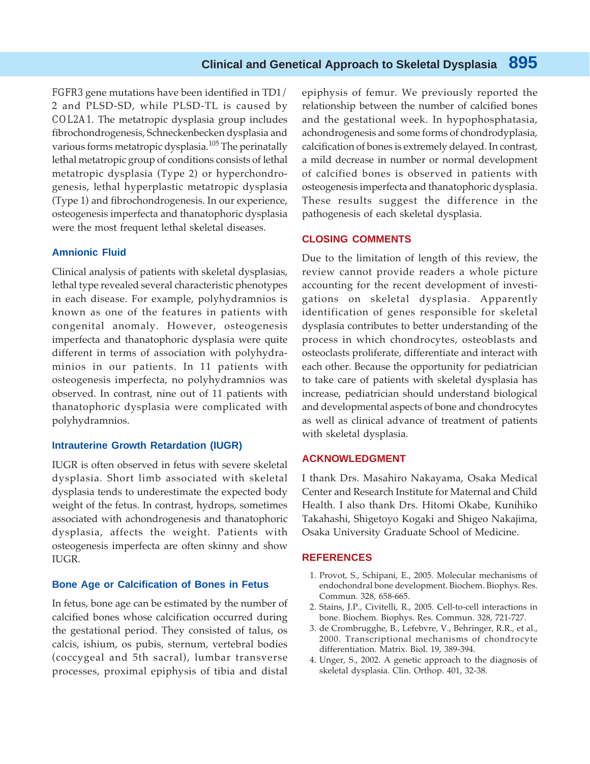FGFR3 gene mutations have been identified in TD1/2 and PLSD-SD, while PLSD-TL is caused by COL2A1. The metatropic dysplasia group includes fibrochondrogenesis, Schneckenbecken dysplasia and various forms metatropic dysplasia.[105] The perinatally lethal metatropic group of conditions consists of lethal metatropic dysplasia (Type 2) or hyperchondrogenesis, lethal hyperplastic metatropic dysplasia (Type 1) and fibrochondrogenesis. In our experience, osteogenesis imperfecta and thanatophoric dysplasia were the most frequent lethal skeletal diseases.

### Amnionic Fluid

Clinical analysis of patients with skeletal dysplasias, lethal type revealed several characteristic phenotypes in each disease. For example, polyhydramnios is known as one of the features in patients with congenital anomaly. However, osteogenesis imperfecta and thanatophoric dysplasia were quite different in terms of association with polyhydraminios in our patients. In 11 patients with osteogenesis imperfecta, no polyhydramnios was observed. In contrast, nine out of 11 patients with thanatophoric dysplasia were complicated with polyhydramnios.

### Intrauterine Growth Retardation (IUGR)

IUGR is often observed in fetus with severe skeletal dysplasia. Short limb associated with skeletal dysplasia tends to underestimate the expected body weight of the fetus. In contrast, hydrops, sometimes associated with achondrogenesis and thanatophoric dysplasia, affects the weight. Patients with osteogenesis imperfecta are often skinny and show IUGR.

### Bone Age or Calcification of Bones in Fetus

In fetus, bone age can be estimated by the number of calcified bones whose calcification occurred during the gestational period. They consisted of talus, os calcis, ishium, os pubis, sternum, vertebral bodies (coccygeal and 5th sacral), lumbar transverse processes, proximal epiphysis of tibia and distal epiphysis of femur. We previously reported the relationship between the number of calcified bones and the gestational week. In hypophosphatasia, achondrogenesis and some forms of chondrodyplasia, calcification of bones is extremely delayed. In contrast, a mild decrease in number or normal development of calcified bones is observed in patients with osteogenesis imperfecta and thanatophoric dysplasia. These results suggest the difference in the pathogenesis of each skeletal dysplasia.

## CLOSING COMMENTS

Due to the limitation of length of this review, the review cannot provide readers a whole picture accounting for the recent development of investigations on skeletal dysplasia. Apparently identification of genes responsible for skeletal dysplasia contributes to better understanding of the process in which chondrocytes, osteoblasts and osteoclasts proliferate, differentiate and interact with each other. Because the opportunity for pediatrician to take care of patients with skeletal dysplasia has increase, pediatrician should understand biological and developmental aspects of bone and chondrocytes as well as clinical advance of treatment of patients with skeletal dysplasia.

## ACKNOWLEDGMENT

I thank Drs. Masahiro Nakayama, Osaka Medical Center and Research Institute for Maternal and Child Health. I also thank Drs. Hitomi Okabe, Kunihiko Takahashi, Shigetoyo Kogaki and Shigeo Nakajima, Osaka University Graduate School of Medicine.

## REFERENCES

1. Provot, S., Schipani, E., 2005. Molecular mechanisms of endochondral bone development. Biochem. Biophys. Res. Commun. 328, 658-665.
2. Stains, J.P., Civitelli, R., 2005. Cell-to-cell interactions in bone. Biochem. Biophys. Res. Commun. 328, 721-727.
3. de Crombrugghe, B., Lefebvre, V., Behringer, R.R., et al., 2000. Transcriptional mechanisms of chondrocyte differentiation. Matrix. Biol. 19, 389-394.
4. Unger, S., 2002. A genetic approach to the diagnosis of skeletal dysplasia. Clin. Orthop. 401, 32-38.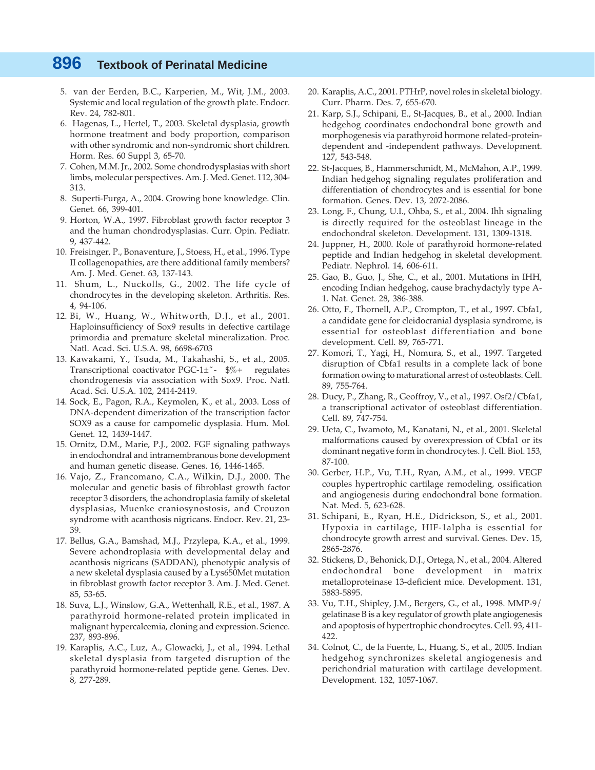5. van der Eerden, B.C., Karperien, M., Wit, J.M., 2003. Systemic and local regulation of the growth plate. Endocr. Rev. 24, 782-801.
6. Hagenas, L., Hertel, T., 2003. Skeletal dysplasia, growth hormone treatment and body proportion, comparison with other syndromic and non-syndromic short children. Horm. Res. 60 Suppl 3, 65-70.
7. Cohen, M.M. Jr., 2002. Some chondrodysplasias with short limbs, molecular perspectives. Am. J. Med. Genet. 112, 304-313.
8. Superti-Furga, A., 2004. Growing bone knowledge. Clin. Genet. 66, 399-401.
9. Horton, W.A., 1997. Fibroblast growth factor receptor 3 and the human chondrodysplasias. Curr. Opin. Pediatr. 9, 437-442.
10. Freisinger, P., Bonaventure, J., Stoess, H., et al., 1996. Type II collagenopathies, are there additional family members? Am. J. Med. Genet. 63, 137-143.
11. Shum, L., Nuckolls, G., 2002. The life cycle of chondrocytes in the developing skeleton. Arthritis. Res. 4, 94-106.
12. Bi, W., Huang, W., Whitworth, D.J., et al., 2001. Haploinsufficiency of Sox9 results in defective cartilage primordia and premature skeletal mineralization. Proc. Natl. Acad. Sci. U.S.A. 98, 6698-6703
13. Kawakami, Y., Tsuda, M., Takahashi, S., et al., 2005. Transcriptional coactivator PGC-1±ˆ- $%+ regulates chondrogenesis via association with Sox9. Proc. Natl. Acad. Sci. U.S.A. 102, 2414-2419.
14. Sock, E., Pagon, R.A., Keymolen, K., et al., 2003. Loss of DNA-dependent dimerization of the transcription factor SOX9 as a cause for campomelic dysplasia. Hum. Mol. Genet. 12, 1439-1447.
15. Ornitz, D.M., Marie, P.J., 2002. FGF signaling pathways in endochondral and intramembranous bone development and human genetic disease. Genes. 16, 1446-1465.
16. Vajo, Z., Francomano, C.A., Wilkin, D.J., 2000. The molecular and genetic basis of fibroblast growth factor receptor 3 disorders, the achondroplasia family of skeletal dysplasias, Muenke craniosynostosis, and Crouzon syndrome with acanthosis nigricans. Endocr. Rev. 21, 23-39.
17. Bellus, G.A., Bamshad, M.J., Przylepa, K.A., et al., 1999. Severe achondroplasia with developmental delay and acanthosis nigricans (SADDAN), phenotypic analysis of a new skeletal dysplasia caused by a Lys650Met mutation in fibroblast growth factor receptor 3. Am. J. Med. Genet. 85, 53-65.
18. Suva, L.J., Winslow, G.A., Wettenhall, R.E., et al., 1987. A parathyroid hormone-related protein implicated in malignant hypercalcemia, cloning and expression. Science. 237, 893-896.
19. Karaplis, A.C., Luz, A., Glowacki, J., et al., 1994. Lethal skeletal dysplasia from targeted disruption of the parathyroid hormone-related peptide gene. Genes. Dev. 8, 277-289.
20. Karaplis, A.C., 2001. PTHrP, novel roles in skeletal biology. Curr. Pharm. Des. 7, 655-670.
21. Karp, S.J., Schipani, E., St-Jacques, B., et al., 2000. Indian hedgehog coordinates endochondral bone growth and morphogenesis via parathyroid hormone related-protein-dependent and -independent pathways. Development. 127, 543-548.
22. St-Jacques, B., Hammerschmidt, M., McMahon, A.P., 1999. Indian hedgehog signaling regulates proliferation and differentiation of chondrocytes and is essential for bone formation. Genes. Dev. 13, 2072-2086.
23. Long, F., Chung, U.I., Ohba, S., et al., 2004. Ihh signaling is directly required for the osteoblast lineage in the endochondral skeleton. Development. 131, 1309-1318.
24. Juppner, H., 2000. Role of parathyroid hormone-related peptide and Indian hedgehog in skeletal development. Pediatr. Nephrol. 14, 606-611.
25. Gao, B., Guo, J., She, C., et al., 2001. Mutations in IHH, encoding Indian hedgehog, cause brachydactyly type A-1. Nat. Genet. 28, 386-388.
26. Otto, F., Thornell, A.P., Crompton, T., et al., 1997. Cbfa1, a candidate gene for cleidocranial dysplasia syndrome, is essential for osteoblast differentiation and bone development. Cell. 89, 765-771.
27. Komori, T., Yagi, H., Nomura, S., et al., 1997. Targeted disruption of Cbfa1 results in a complete lack of bone formation owing to maturational arrest of osteoblasts. Cell. 89, 755-764.
28. Ducy, P., Zhang, R., Geoffroy, V., et al., 1997. Osf2/Cbfa1, a transcriptional activator of osteoblast differentiation. Cell. 89, 747-754.
29. Ueta, C., Iwamoto, M., Kanatani, N., et al., 2001. Skeletal malformations caused by overexpression of Cbfa1 or its dominant negative form in chondrocytes. J. Cell. Biol. 153, 87-100.
30. Gerber, H.P., Vu, T.H., Ryan, A.M., et al., 1999. VEGF couples hypertrophic cartilage remodeling, ossification and angiogenesis during endochondral bone formation. Nat. Med. 5, 623-628.
31. Schipani, E., Ryan, H.E., Didrickson, S., et al., 2001. Hypoxia in cartilage, HIF-1alpha is essential for chondrocyte growth arrest and survival. Genes. Dev. 15, 2865-2876.
32. Stickens, D., Behonick, D.J., Ortega, N., et al., 2004. Altered endochondral bone development in matrix metalloproteinase 13-deficient mice. Development. 131, 5883-5895.
33. Vu, T.H., Shipley, J.M., Bergers, G., et al., 1998. MMP-9/gelatinase B is a key regulator of growth plate angiogenesis and apoptosis of hypertrophic chondrocytes. Cell. 93, 411-422.
34. Colnot, C., de la Fuente, L., Huang, S., et al., 2005. Indian hedgehog synchronizes skeletal angiogenesis and perichondrial maturation with cartilage development. Development. 132, 1057-1067.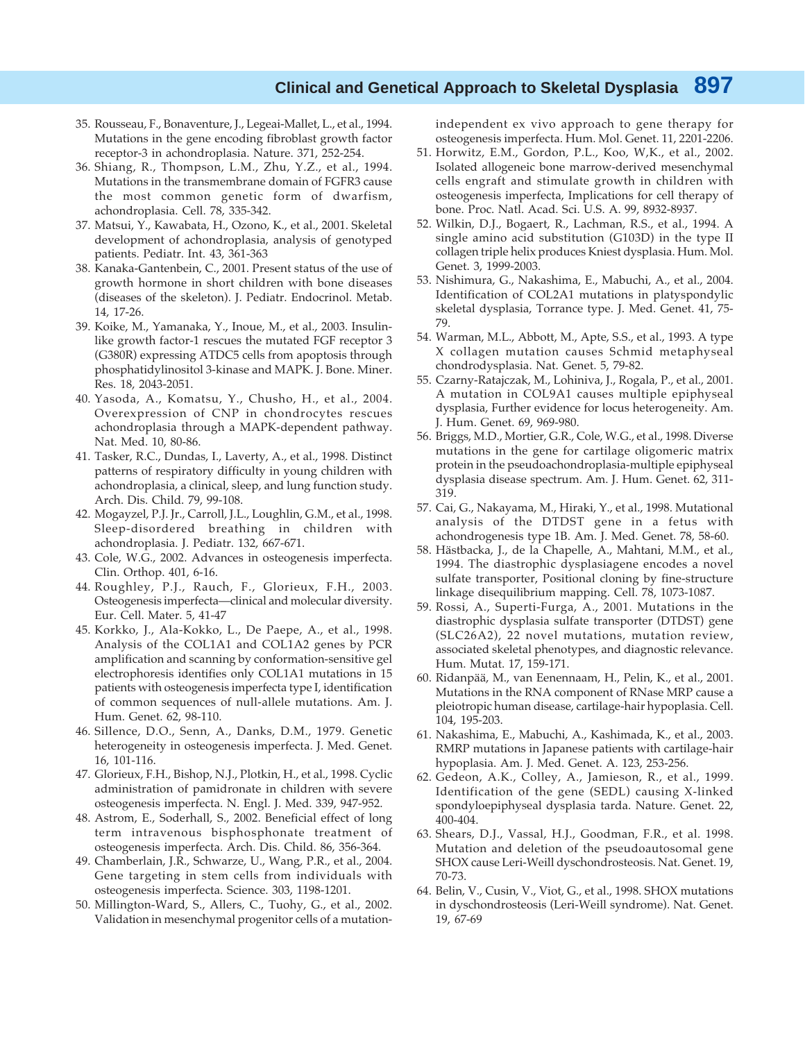35. Rousseau, F., Bonaventure, J., Legeai-Mallet, L., et al., 1994. Mutations in the gene encoding fibroblast growth factor receptor-3 in achondroplasia. Nature. 371, 252-254.
36. Shiang, R., Thompson, L.M., Zhu, Y.Z., et al., 1994. Mutations in the transmembrane domain of FGFR3 cause the most common genetic form of dwarfism, achondroplasia. Cell. 78, 335-342.
37. Matsui, Y., Kawabata, H., Ozono, K., et al., 2001. Skeletal development of achondroplasia, analysis of genotyped patients. Pediatr. Int. 43, 361-363
38. Kanaka-Gantenbein, C., 2001. Present status of the use of growth hormone in short children with bone diseases (diseases of the skeleton). J. Pediatr. Endocrinol. Metab. 14, 17-26.
39. Koike, M., Yamanaka, Y., Inoue, M., et al., 2003. Insulin-like growth factor-1 rescues the mutated FGF receptor 3 (G380R) expressing ATDC5 cells from apoptosis through phosphatidylinositol 3-kinase and MAPK. J. Bone. Miner. Res. 18, 2043-2051.
40. Yasoda, A., Komatsu, Y., Chusho, H., et al., 2004. Overexpression of CNP in chondrocytes rescues achondroplasia through a MAPK-dependent pathway. Nat. Med. 10, 80-86.
41. Tasker, R.C., Dundas, I., Laverty, A., et al., 1998. Distinct patterns of respiratory difficulty in young children with achondroplasia, a clinical, sleep, and lung function study. Arch. Dis. Child. 79, 99-108.
42. Mogayzel, P.J. Jr., Carroll, J.L., Loughlin, G.M., et al., 1998. Sleep-disordered breathing in children with achondroplasia. J. Pediatr. 132, 667-671.
43. Cole, W.G., 2002. Advances in osteogenesis imperfecta. Clin. Orthop. 401, 6-16.
44. Roughley, P.J., Rauch, F., Glorieux, F.H., 2003. Osteogenesis imperfecta—clinical and molecular diversity. Eur. Cell. Mater. 5, 41-47
45. Korkko, J., Ala-Kokko, L., De Paepe, A., et al., 1998. Analysis of the COL1A1 and COL1A2 genes by PCR amplification and scanning by conformation-sensitive gel electrophoresis identifies only COL1A1 mutations in 15 patients with osteogenesis imperfecta type I, identification of common sequences of null-allele mutations. Am. J. Hum. Genet. 62, 98-110.
46. Sillence, D.O., Senn, A., Danks, D.M., 1979. Genetic heterogeneity in osteogenesis imperfecta. J. Med. Genet. 16, 101-116.
47. Glorieux, F.H., Bishop, N.J., Plotkin, H., et al., 1998. Cyclic administration of pamidronate in children with severe osteogenesis imperfecta. N. Engl. J. Med. 339, 947-952.
48. Astrom, E., Soderhall, S., 2002. Beneficial effect of long term intravenous bisphosphonate treatment of osteogenesis imperfecta. Arch. Dis. Child. 86, 356-364.
49. Chamberlain, J.R., Schwarze, U., Wang, P.R., et al., 2004. Gene targeting in stem cells from individuals with osteogenesis imperfecta. Science. 303, 1198-1201.
50. Millington-Ward, S., Allers, C., Tuohy, G., et al., 2002. Validation in mesenchymal progenitor cells of a mutation-independent ex vivo approach to gene therapy for osteogenesis imperfecta. Hum. Mol. Genet. 11, 2201-2206.
51. Horwitz, E.M., Gordon, P.L., Koo, W,K., et al., 2002. Isolated allogeneic bone marrow-derived mesenchymal cells engraft and stimulate growth in children with osteogenesis imperfecta, Implications for cell therapy of bone. Proc. Natl. Acad. Sci. U.S. A. 99, 8932-8937.
52. Wilkin, D.J., Bogaert, R., Lachman, R.S., et al., 1994. A single amino acid substitution (G103D) in the type II collagen triple helix produces Kniest dysplasia. Hum. Mol. Genet. 3, 1999-2003.
53. Nishimura, G., Nakashima, E., Mabuchi, A., et al., 2004. Identification of COL2A1 mutations in platyspondylic skeletal dysplasia, Torrance type. J. Med. Genet. 41, 75-79.
54. Warman, M.L., Abbott, M., Apte, S.S., et al., 1993. A type X collagen mutation causes Schmid metaphyseal chondrodysplasia. Nat. Genet. 5, 79-82.
55. Czarny-Ratajczak, M., Lohiniva, J., Rogala, P., et al., 2001. A mutation in COL9A1 causes multiple epiphyseal dysplasia, Further evidence for locus heterogeneity. Am. J. Hum. Genet. 69, 969-980.
56. Briggs, M.D., Mortier, G.R., Cole, W.G., et al., 1998. Diverse mutations in the gene for cartilage oligomeric matrix protein in the pseudoachondroplasia-multiple epiphyseal dysplasia disease spectrum. Am. J. Hum. Genet. 62, 311-319.
57. Cai, G., Nakayama, M., Hiraki, Y., et al., 1998. Mutational analysis of the DTDST gene in a fetus with achondrogenesis type 1B. Am. J. Med. Genet. 78, 58-60.
58. Hästbacka, J., de la Chapelle, A., Mahtani, M.M., et al., 1994. The diastrophic dysplasiagene encodes a novel sulfate transporter, Positional cloning by fine-structure linkage disequilibrium mapping. Cell. 78, 1073-1087.
59. Rossi, A., Superti-Furga, A., 2001. Mutations in the diastrophic dysplasia sulfate transporter (DTDST) gene (SLC26A2), 22 novel mutations, mutation review, associated skeletal phenotypes, and diagnostic relevance. Hum. Mutat. 17, 159-171.
60. Ridanpää, M., van Eenennaam, H., Pelin, K., et al., 2001. Mutations in the RNA component of RNase MRP cause a pleiotropic human disease, cartilage-hair hypoplasia. Cell. 104, 195-203.
61. Nakashima, E., Mabuchi, A., Kashimada, K., et al., 2003. RMRP mutations in Japanese patients with cartilage-hair hypoplasia. Am. J. Med. Genet. A. 123, 253-256.
62. Gedeon, A.K., Colley, A., Jamieson, R., et al., 1999. Identification of the gene (SEDL) causing X-linked spondyloepiphyseal dysplasia tarda. Nature. Genet. 22, 400-404.
63. Shears, D.J., Vassal, H.J., Goodman, F.R., et al. 1998. Mutation and deletion of the pseudoautosomal gene SHOX cause Leri-Weill dyschondrosteosis. Nat. Genet. 19, 70-73.
64. Belin, V., Cusin, V., Viot, G., et al., 1998. SHOX mutations in dyschondrosteosis (Leri-Weill syndrome). Nat. Genet. 19, 67-69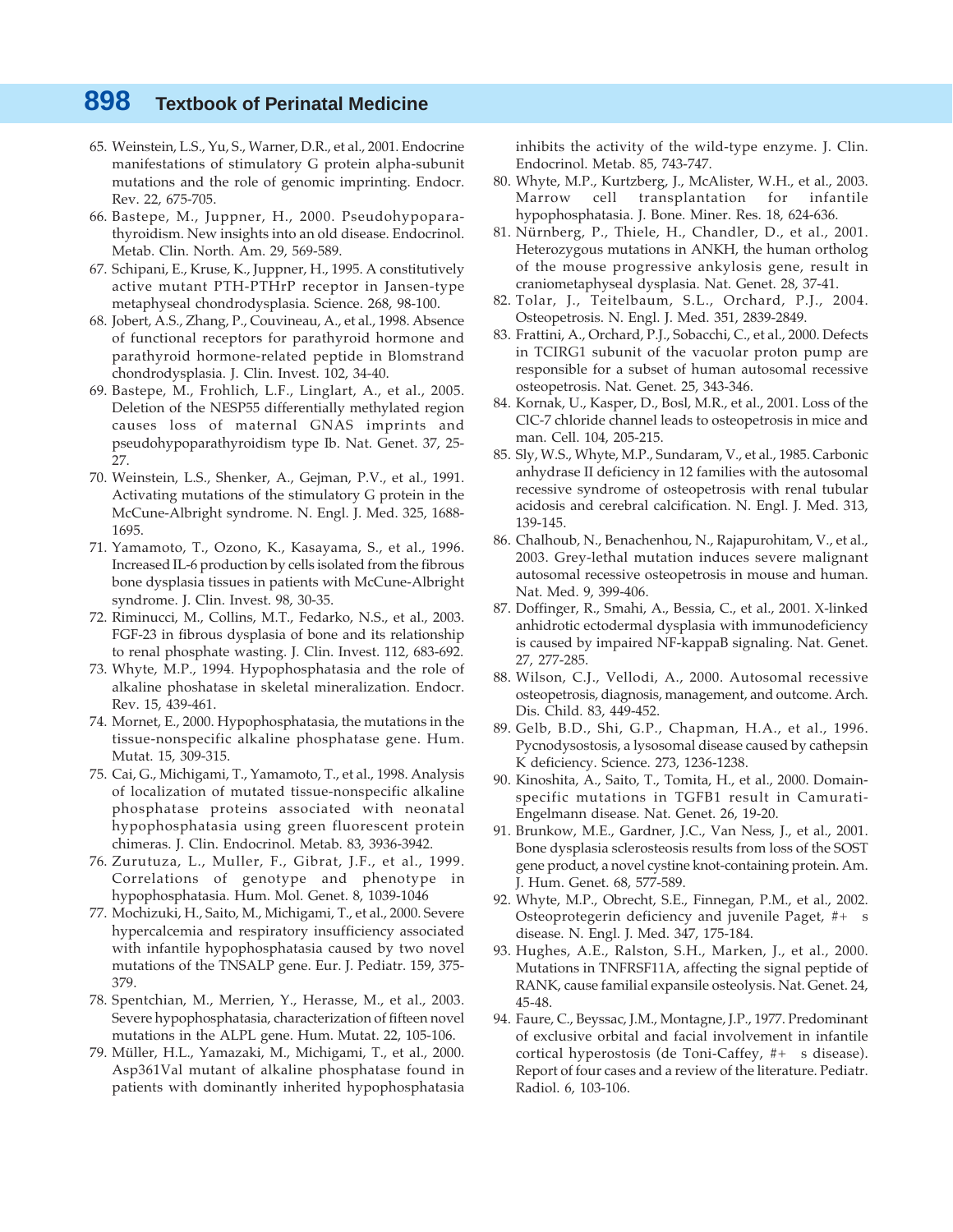65. Weinstein, L.S., Yu, S., Warner, D.R., et al., 2001. Endocrine manifestations of stimulatory G protein alpha-subunit mutations and the role of genomic imprinting. Endocr. Rev. 22, 675-705.
66. Bastepe, M., Juppner, H., 2000. Pseudohypoparathyroidism. New insights into an old disease. Endocrinol. Metab. Clin. North. Am. 29, 569-589.
67. Schipani, E., Kruse, K., Juppner, H., 1995. A constitutively active mutant PTH-PTHrP receptor in Jansen-type metaphyseal chondrodysplasia. Science. 268, 98-100.
68. Jobert, A.S., Zhang, P., Couvineau, A., et al., 1998. Absence of functional receptors for parathyroid hormone and parathyroid hormone-related peptide in Blomstrand chondrodysplasia. J. Clin. Invest. 102, 34-40.
69. Bastepe, M., Frohlich, L.F., Linglart, A., et al., 2005. Deletion of the NESP55 differentially methylated region causes loss of maternal GNAS imprints and pseudohypoparathyroidism type Ib. Nat. Genet. 37, 25-27.
70. Weinstein, L.S., Shenker, A., Gejman, P.V., et al., 1991. Activating mutations of the stimulatory G protein in the McCune-Albright syndrome. N. Engl. J. Med. 325, 1688-1695.
71. Yamamoto, T., Ozono, K., Kasayama, S., et al., 1996. Increased IL-6 production by cells isolated from the fibrous bone dysplasia tissues in patients with McCune-Albright syndrome. J. Clin. Invest. 98, 30-35.
72. Riminucci, M., Collins, M.T., Fedarko, N.S., et al., 2003. FGF-23 in fibrous dysplasia of bone and its relationship to renal phosphate wasting. J. Clin. Invest. 112, 683-692.
73. Whyte, M.P., 1994. Hypophosphatasia and the role of alkaline phoshatase in skeletal mineralization. Endocr. Rev. 15, 439-461.
74. Mornet, E., 2000. Hypophosphatasia, the mutations in the tissue-nonspecific alkaline phosphatase gene. Hum. Mutat. 15, 309-315.
75. Cai, G., Michigami, T., Yamamoto, T., et al., 1998. Analysis of localization of mutated tissue-nonspecific alkaline phosphatase proteins associated with neonatal hypophosphatasia using green fluorescent protein chimeras. J. Clin. Endocrinol. Metab. 83, 3936-3942.
76. Zurutuza, L., Muller, F., Gibrat, J.F., et al., 1999. Correlations of genotype and phenotype in hypophosphatasia. Hum. Mol. Genet. 8, 1039-1046
77. Mochizuki, H., Saito, M., Michigami, T., et al., 2000. Severe hypercalcemia and respiratory insufficiency associated with infantile hypophosphatasia caused by two novel mutations of the TNSALP gene. Eur. J. Pediatr. 159, 375-379.
78. Spentchian, M., Merrien, Y., Herasse, M., et al., 2003. Severe hypophosphatasia, characterization of fifteen novel mutations in the ALPL gene. Hum. Mutat. 22, 105-106.
79. Müller, H.L., Yamazaki, M., Michigami, T., et al., 2000. Asp361Val mutant of alkaline phosphatase found in patients with dominantly inherited hypophosphatasia inhibits the activity of the wild-type enzyme. J. Clin. Endocrinol. Metab. 85, 743-747.
80. Whyte, M.P., Kurtzberg, J., McAlister, W.H., et al., 2003. Marrow cell transplantation for infantile hypophosphatasia. J. Bone. Miner. Res. 18, 624-636.
81. Nürnberg, P., Thiele, H., Chandler, D., et al., 2001. Heterozygous mutations in ANKH, the human ortholog of the mouse progressive ankylosis gene, result in craniometaphyseal dysplasia. Nat. Genet. 28, 37-41.
82. Tolar, J., Teitelbaum, S.L., Orchard, P.J., 2004. Osteopetrosis. N. Engl. J. Med. 351, 2839-2849.
83. Frattini, A., Orchard, P.J., Sobacchi, C., et al., 2000. Defects in TCIRG1 subunit of the vacuolar proton pump are responsible for a subset of human autosomal recessive osteopetrosis. Nat. Genet. 25, 343-346.
84. Kornak, U., Kasper, D., Bosl, M.R., et al., 2001. Loss of the ClC-7 chloride channel leads to osteopetrosis in mice and man. Cell. 104, 205-215.
85. Sly, W.S., Whyte, M.P., Sundaram, V., et al., 1985. Carbonic anhydrase II deficiency in 12 families with the autosomal recessive syndrome of osteopetrosis with renal tubular acidosis and cerebral calcification. N. Engl. J. Med. 313, 139-145.
86. Chalhoub, N., Benachenhou, N., Rajapurohitam, V., et al., 2003. Grey-lethal mutation induces severe malignant autosomal recessive osteopetrosis in mouse and human. Nat. Med. 9, 399-406.
87. Doffinger, R., Smahi, A., Bessia, C., et al., 2001. X-linked anhidrotic ectodermal dysplasia with immunodeficiency is caused by impaired NF-kappaB signaling. Nat. Genet. 27, 277-285.
88. Wilson, C.J., Vellodi, A., 2000. Autosomal recessive osteopetrosis, diagnosis, management, and outcome. Arch. Dis. Child. 83, 449-452.
89. Gelb, B.D., Shi, G.P., Chapman, H.A., et al., 1996. Pycnodysostosis, a lysosomal disease caused by cathepsin K deficiency. Science. 273, 1236-1238.
90. Kinoshita, A., Saito, T., Tomita, H., et al., 2000. Domain-specific mutations in TGFB1 result in Camurati-Engelmann disease. Nat. Genet. 26, 19-20.
91. Brunkow, M.E., Gardner, J.C., Van Ness, J., et al., 2001. Bone dysplasia sclerosteosis results from loss of the SOST gene product, a novel cystine knot-containing protein. Am. J. Hum. Genet. 68, 577-589.
92. Whyte, M.P., Obrecht, S.E., Finnegan, P.M., et al., 2002. Osteoprotegerin deficiency and juvenile Paget, #+ s disease. N. Engl. J. Med. 347, 175-184.
93. Hughes, A.E., Ralston, S.H., Marken, J., et al., 2000. Mutations in TNFRSF11A, affecting the signal peptide of RANK, cause familial expansile osteolysis. Nat. Genet. 24, 45-48.
94. Faure, C., Beyssac, J.M., Montagne, J.P., 1977. Predominant of exclusive orbital and facial involvement in infantile cortical hyperostosis (de Toni-Caffey, #+ s disease). Report of four cases and a review of the literature. Pediatr. Radiol. 6, 103-106.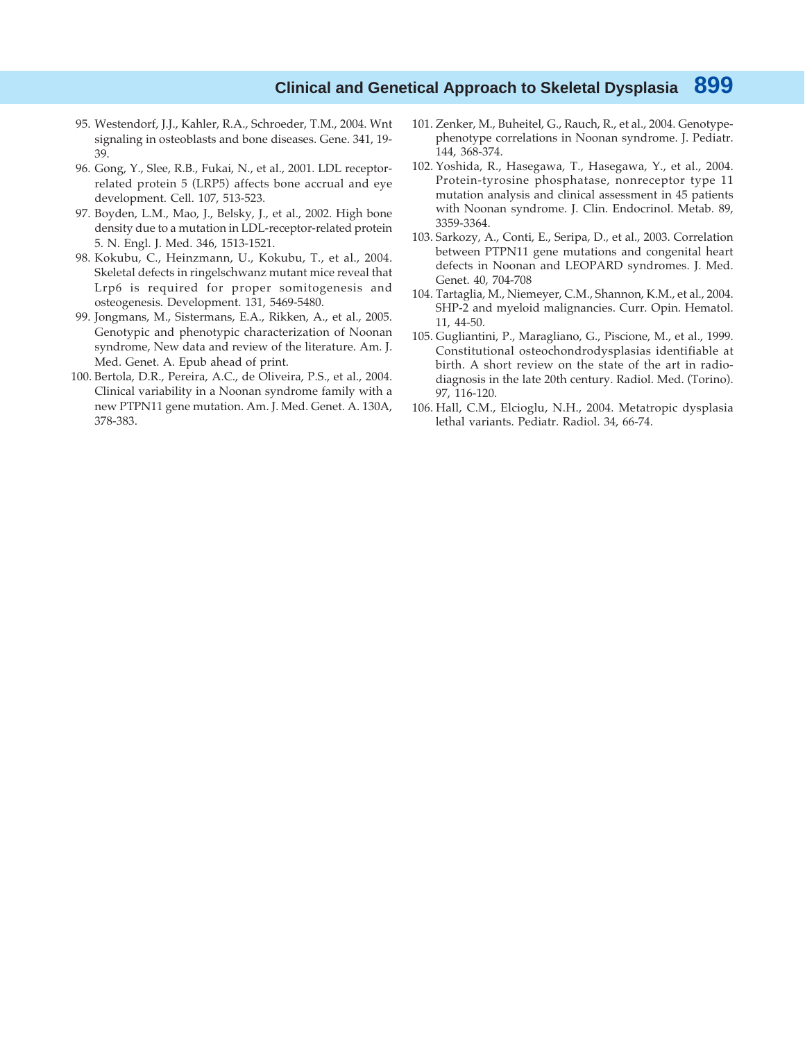95. Westendorf, J.J., Kahler, R.A., Schroeder, T.M., 2004. Wnt signaling in osteoblasts and bone diseases. Gene. 341, 19-39.
96. Gong, Y., Slee, R.B., Fukai, N., et al., 2001. LDL receptor-related protein 5 (LRP5) affects bone accrual and eye development. Cell. 107, 513-523.
97. Boyden, L.M., Mao, J., Belsky, J., et al., 2002. High bone density due to a mutation in LDL-receptor-related protein 5. N. Engl. J. Med. 346, 1513-1521.
98. Kokubu, C., Heinzmann, U., Kokubu, T., et al., 2004. Skeletal defects in ringelschwanz mutant mice reveal that Lrp6 is required for proper somitogenesis and osteogenesis. Development. 131, 5469-5480.
99. Jongmans, M., Sistermans, E.A., Rikken, A., et al., 2005. Genotypic and phenotypic characterization of Noonan syndrome, New data and review of the literature. Am. J. Med. Genet. A. Epub ahead of print.
100. Bertola, D.R., Pereira, A.C., de Oliveira, P.S., et al., 2004. Clinical variability in a Noonan syndrome family with a new PTPN11 gene mutation. Am. J. Med. Genet. A. 130A, 378-383.
101. Zenker, M., Buheitel, G., Rauch, R., et al., 2004. Genotype-phenotype correlations in Noonan syndrome. J. Pediatr. 144, 368-374.
102. Yoshida, R., Hasegawa, T., Hasegawa, Y., et al., 2004. Protein-tyrosine phosphatase, nonreceptor type 11 mutation analysis and clinical assessment in 45 patients with Noonan syndrome. J. Clin. Endocrinol. Metab. 89, 3359-3364.
103. Sarkozy, A., Conti, E., Seripa, D., et al., 2003. Correlation between PTPN11 gene mutations and congenital heart defects in Noonan and LEOPARD syndromes. J. Med. Genet. 40, 704-708
104. Tartaglia, M., Niemeyer, C.M., Shannon, K.M., et al., 2004. SHP-2 and myeloid malignancies. Curr. Opin. Hematol. 11, 44-50.
105. Gugliantini, P., Maragliano, G., Piscione, M., et al., 1999. Constitutional osteochondrodysplasias identifiable at birth. A short review on the state of the art in radio-diagnosis in the late 20th century. Radiol. Med. (Torino). 97, 116-120.
106. Hall, C.M., Elcioglu, N.H., 2004. Metatropic dysplasia lethal variants. Pediatr. Radiol. 34, 66-74.